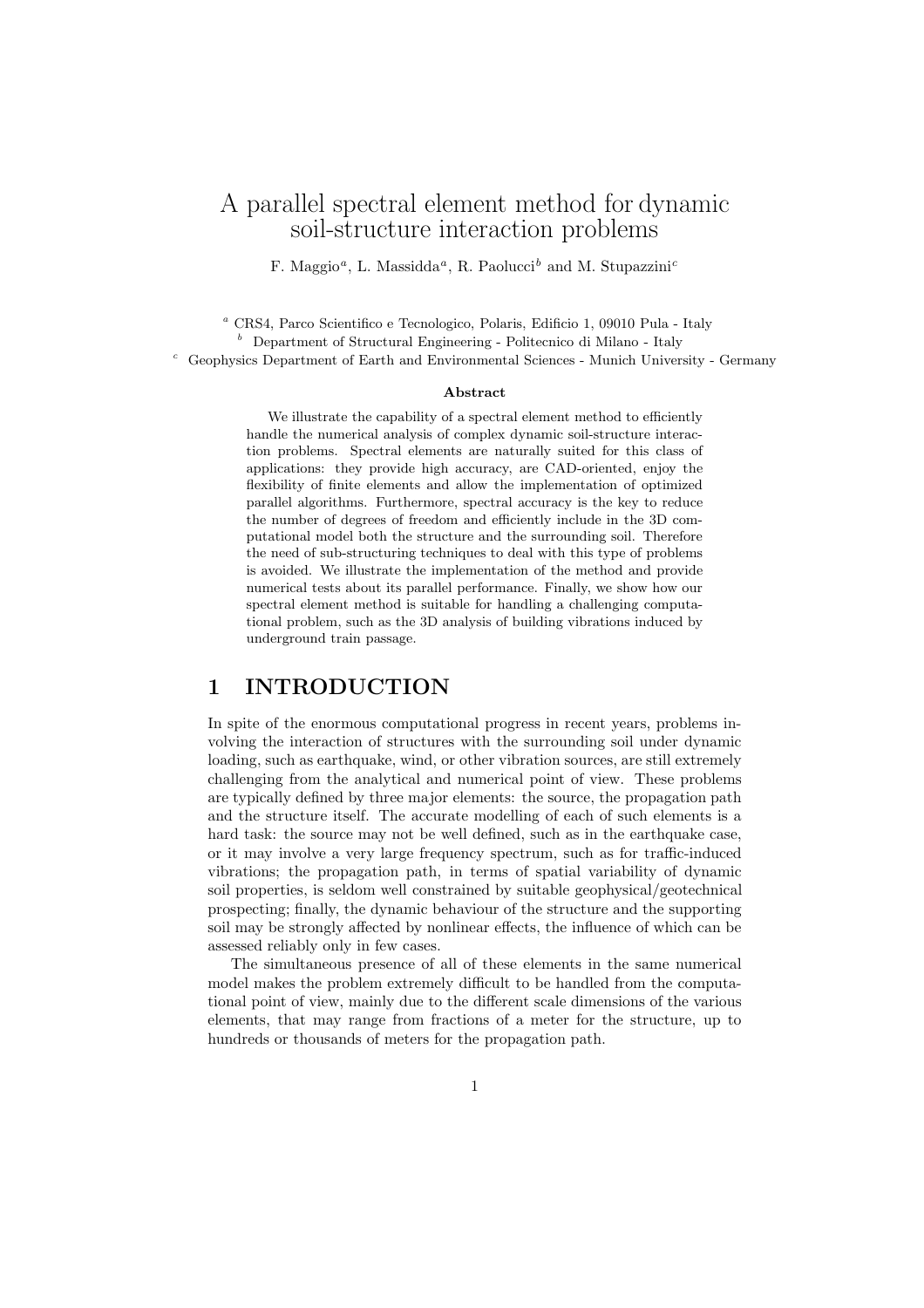# A parallel spectral element method for dynamic soil-structure interaction problems

F. Maggio[a], L. Massidda[a], R. Paolucci[b] and M. Stupazzini[c]

[a] CRS4, Parco Scientifico e Tecnologico, Polaris, Edificio 1, 09010 Pula - Italy
[b] Department of Structural Engineering - Politecnico di Milano - Italy
[c] Geophysics Department of Earth and Environmental Sciences - Munich University - Germany

**Abstract**

We illustrate the capability of a spectral element method to efficiently handle the numerical analysis of complex dynamic soil-structure interaction problems. Spectral elements are naturally suited for this class of applications: they provide high accuracy, are CAD-oriented, enjoy the flexibility of finite elements and allow the implementation of optimized parallel algorithms. Furthermore, spectral accuracy is the key to reduce the number of degrees of freedom and efficiently include in the 3D computational model both the structure and the surrounding soil. Therefore the need of sub-structuring techniques to deal with this type of problems is avoided. We illustrate the implementation of the method and provide numerical tests about its parallel performance. Finally, we show how our spectral element method is suitable for handling a challenging computational problem, such as the 3D analysis of building vibrations induced by underground train passage.

## 1 INTRODUCTION

In spite of the enormous computational progress in recent years, problems involving the interaction of structures with the surrounding soil under dynamic loading, such as earthquake, wind, or other vibration sources, are still extremely challenging from the analytical and numerical point of view. These problems are typically defined by three major elements: the source, the propagation path and the structure itself. The accurate modelling of each of such elements is a hard task: the source may not be well defined, such as in the earthquake case, or it may involve a very large frequency spectrum, such as for traffic-induced vibrations; the propagation path, in terms of spatial variability of dynamic soil properties, is seldom well constrained by suitable geophysical/geotechnical prospecting; finally, the dynamic behaviour of the structure and the supporting soil may be strongly affected by nonlinear effects, the influence of which can be assessed reliably only in few cases.

The simultaneous presence of all of these elements in the same numerical model makes the problem extremely difficult to be handled from the computational point of view, mainly due to the different scale dimensions of the various elements, that may range from fractions of a meter for the structure, up to hundreds or thousands of meters for the propagation path.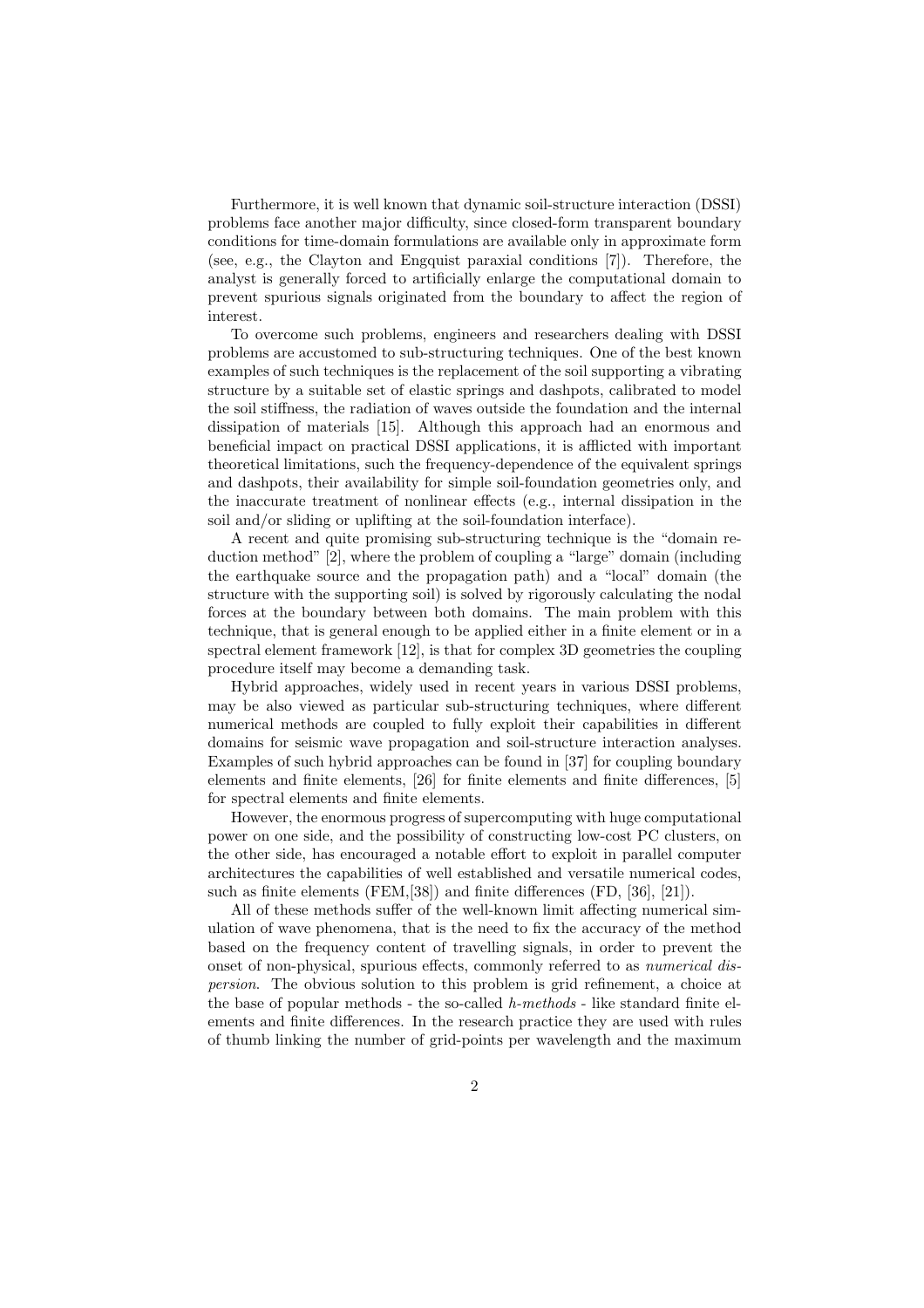Furthermore, it is well known that dynamic soil-structure interaction (DSSI) problems face another major difficulty, since closed-form transparent boundary conditions for time-domain formulations are available only in approximate form (see, e.g., the Clayton and Engquist paraxial conditions [7]). Therefore, the analyst is generally forced to artificially enlarge the computational domain to prevent spurious signals originated from the boundary to affect the region of interest.

To overcome such problems, engineers and researchers dealing with DSSI problems are accustomed to sub-structuring techniques. One of the best known examples of such techniques is the replacement of the soil supporting a vibrating structure by a suitable set of elastic springs and dashpots, calibrated to model the soil stiffness, the radiation of waves outside the foundation and the internal dissipation of materials [15]. Although this approach had an enormous and beneficial impact on practical DSSI applications, it is afflicted with important theoretical limitations, such the frequency-dependence of the equivalent springs and dashpots, their availability for simple soil-foundation geometries only, and the inaccurate treatment of nonlinear effects (e.g., internal dissipation in the soil and/or sliding or uplifting at the soil-foundation interface).

A recent and quite promising sub-structuring technique is the "domain reduction method" [2], where the problem of coupling a "large" domain (including the earthquake source and the propagation path) and a "local" domain (the structure with the supporting soil) is solved by rigorously calculating the nodal forces at the boundary between both domains. The main problem with this technique, that is general enough to be applied either in a finite element or in a spectral element framework [12], is that for complex 3D geometries the coupling procedure itself may become a demanding task.

Hybrid approaches, widely used in recent years in various DSSI problems, may be also viewed as particular sub-structuring techniques, where different numerical methods are coupled to fully exploit their capabilities in different domains for seismic wave propagation and soil-structure interaction analyses. Examples of such hybrid approaches can be found in [37] for coupling boundary elements and finite elements, [26] for finite elements and finite differences, [5] for spectral elements and finite elements.

However, the enormous progress of supercomputing with huge computational power on one side, and the possibility of constructing low-cost PC clusters, on the other side, has encouraged a notable effort to exploit in parallel computer architectures the capabilities of well established and versatile numerical codes, such as finite elements (FEM,[38]) and finite differences (FD, [36], [21]).

All of these methods suffer of the well-known limit affecting numerical simulation of wave phenomena, that is the need to fix the accuracy of the method based on the frequency content of travelling signals, in order to prevent the onset of non-physical, spurious effects, commonly referred to as *numerical dispersion*. The obvious solution to this problem is grid refinement, a choice at the base of popular methods - the so-called *h-methods* - like standard finite elements and finite differences. In the research practice they are used with rules of thumb linking the number of grid-points per wavelength and the maximum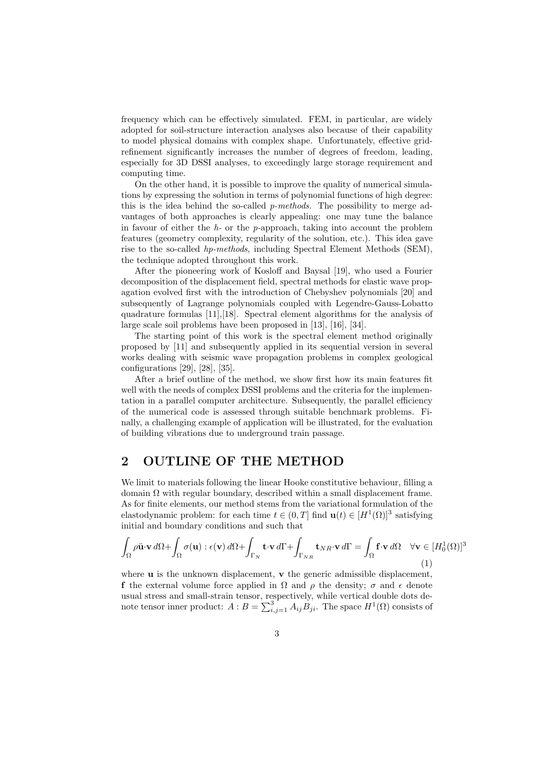frequency which can be effectively simulated. FEM, in particular, are widely adopted for soil-structure interaction analyses also because of their capability to model physical domains with complex shape. Unfortunately, effective grid-refinement significantly increases the number of degrees of freedom, leading, especially for 3D DSSI analyses, to exceedingly large storage requirement and computing time.

On the other hand, it is possible to improve the quality of numerical simulations by expressing the solution in terms of polynomial functions of high degree: this is the idea behind the so-called *p-methods*. The possibility to merge advantages of both approaches is clearly appealing: one may tune the balance in favour of either the $h$- or the $p$-approach, taking into account the problem features (geometry complexity, regularity of the solution, etc.). This idea gave rise to the so-called *hp-methods*, including Spectral Element Methods (SEM), the technique adopted throughout this work.

After the pioneering work of Kosloff and Baysal [19], who used a Fourier decomposition of the displacement field, spectral methods for elastic wave propagation evolved first with the introduction of Chebyshev polynomials [20] and subsequently of Lagrange polynomials coupled with Legendre-Gauss-Lobatto quadrature formulas [11],[18]. Spectral element algorithms for the analysis of large scale soil problems have been proposed in [13], [16], [34].

The starting point of this work is the spectral element method originally proposed by [11] and subsequently applied in its sequential version in several works dealing with seismic wave propagation problems in complex geological configurations [29], [28], [35].

After a brief outline of the method, we show first how its main features fit well with the needs of complex DSSI problems and the criteria for the implementation in a parallel computer architecture. Subsequently, the parallel efficiency of the numerical code is assessed through suitable benchmark problems. Finally, a challenging example of application will be illustrated, for the evaluation of building vibrations due to underground train passage.

## 2 OUTLINE OF THE METHOD

We limit to materials following the linear Hooke constitutive behaviour, filling a domain $\Omega$ with regular boundary, described within a small displacement frame. As for finite elements, our method stems from the variational formulation of the elastodynamic problem: for each time $t \in (0, T]$ find $\mathbf{u}(t) \in [H^1(\Omega)]^3$ satisfying initial and boundary conditions and such that

$$\int_\Omega \rho \ddot{\mathbf{u}} \cdot \mathbf{v} \, d\Omega + \int_\Omega \sigma(\mathbf{u}) : \epsilon(\mathbf{v}) \, d\Omega + \int_{\Gamma_N} \mathbf{t} \cdot \mathbf{v} \, d\Gamma + \int_{\Gamma_{NR}} \mathbf{t}_{NR} \cdot \mathbf{v} \, d\Gamma = \int_\Omega \mathbf{f} \cdot \mathbf{v} \, d\Omega \quad \forall \mathbf{v} \in [H_0^1(\Omega)]^3 \tag{1}$$

where $\mathbf{u}$ is the unknown displacement, $\mathbf{v}$ the generic admissible displacement, $\mathbf{f}$ the external volume force applied in $\Omega$ and $\rho$ the density; $\sigma$ and $\epsilon$ denote usual stress and small-strain tensor, respectively, while vertical double dots denote tensor inner product: $A : B = \sum_{i,j=1}^3 A_{ij} B_{ji}$. The space $H^1(\Omega)$ consists of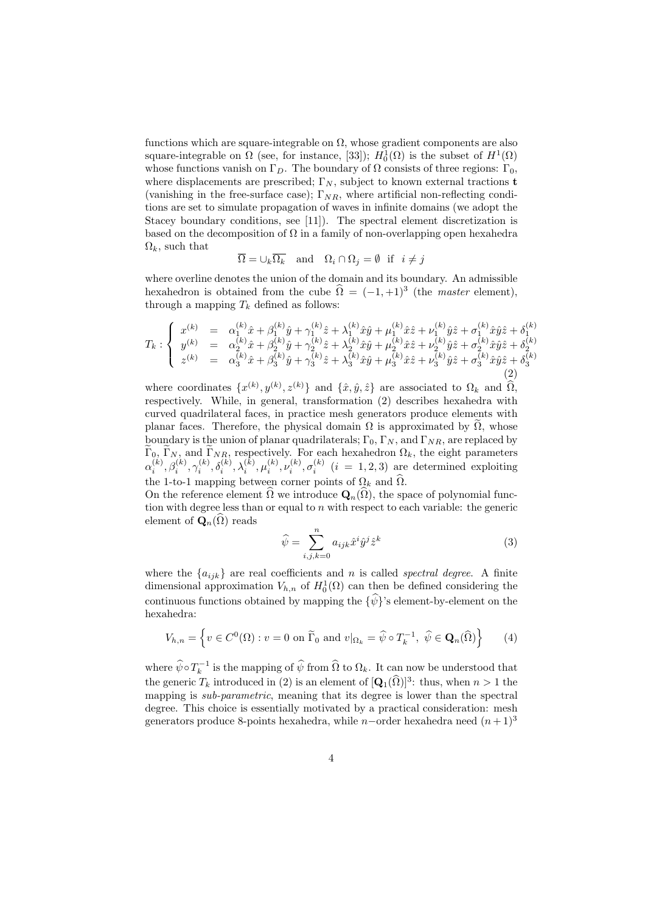functions which are square-integrable on $\Omega$, whose gradient components are also square-integrable on $\Omega$ (see, for instance, [33]); $H_0^1(\Omega)$ is the subset of $H^1(\Omega)$ whose functions vanish on $\Gamma_D$. The boundary of $\Omega$ consists of three regions: $\Gamma_0$, where displacements are prescribed; $\Gamma_N$, subject to known external tractions $\mathbf{t}$ (vanishing in the free-surface case); $\Gamma_{NR}$, where artificial non-reflecting conditions are set to simulate propagation of waves in infinite domains (we adopt the Stacey boundary conditions, see [11]). The spectral element discretization is based on the decomposition of $\Omega$ in a family of non-overlapping open hexahedra $\Omega_k$, such that

$$\overline{\Omega} = \cup_k \overline{\Omega_k} \quad \text{and} \quad \Omega_i \cap \Omega_j = \emptyset \;\; \text{if} \;\; i \neq j$$

where overline denotes the union of the domain and its boundary. An admissible hexahedron is obtained from the cube $\widehat{\Omega} = (-1, +1)^3$ (the *master* element), through a mapping $T_k$ defined as follows:

$$T_k : \begin{cases} x^{(k)} &= \alpha_1^{(k)}\hat{x} + \beta_1^{(k)}\hat{y} + \gamma_1^{(k)}\hat{z} + \lambda_1^{(k)}\hat{x}\hat{y} + \mu_1^{(k)}\hat{x}\hat{z} + \nu_1^{(k)}\hat{y}\hat{z} + \sigma_1^{(k)}\hat{x}\hat{y}\hat{z} + \delta_1^{(k)} \\ y^{(k)} &= \alpha_2^{(k)}\hat{x} + \beta_2^{(k)}\hat{y} + \gamma_2^{(k)}\hat{z} + \lambda_2^{(k)}\hat{x}\hat{y} + \mu_2^{(k)}\hat{x}\hat{z} + \nu_2^{(k)}\hat{y}\hat{z} + \sigma_2^{(k)}\hat{x}\hat{y}\hat{z} + \delta_2^{(k)} \\ z^{(k)} &= \alpha_3^{(k)}\hat{x} + \beta_3^{(k)}\hat{y} + \gamma_3^{(k)}\hat{z} + \lambda_3^{(k)}\hat{x}\hat{y} + \mu_3^{(k)}\hat{x}\hat{z} + \nu_3^{(k)}\hat{y}\hat{z} + \sigma_3^{(k)}\hat{x}\hat{y}\hat{z} + \delta_3^{(k)} \end{cases} \tag{2}$$

where coordinates $\{x^{(k)}, y^{(k)}, z^{(k)}\}$ and $\{\hat{x}, \hat{y}, \hat{z}\}$ are associated to $\Omega_k$ and $\widehat{\Omega}$, respectively. While, in general, transformation (2) describes hexahedra with curved quadrilateral faces, in practice mesh generators produce elements with planar faces. Therefore, the physical domain $\Omega$ is approximated by $\widetilde{\Omega}$, whose boundary is the union of planar quadrilaterals; $\Gamma_0$, $\Gamma_N$, and $\Gamma_{NR}$, are replaced by $\widetilde{\Gamma}_0$, $\widetilde{\Gamma}_N$, and $\widetilde{\Gamma}_{NR}$, respectively. For each hexahedron $\Omega_k$, the eight parameters $\alpha_i^{(k)}, \beta_i^{(k)}, \gamma_i^{(k)}, \delta_i^{(k)}, \lambda_i^{(k)}, \mu_i^{(k)}, \nu_i^{(k)}, \sigma_i^{(k)}$ $(i = 1, 2, 3)$ are determined exploiting the 1-to-1 mapping between corner points of $\Omega_k$ and $\widehat{\Omega}$.
On the reference element $\widehat{\Omega}$ we introduce $\mathbf{Q}_n(\widehat{\Omega})$, the space of polynomial function with degree less than or equal to $n$ with respect to each variable: the generic element of $\mathbf{Q}_n(\widehat{\Omega})$ reads

$$\widehat{\psi} = \sum_{i,j,k=0}^{n} a_{ijk}\hat{x}^i\hat{y}^j\hat{z}^k \tag{3}$$

where the $\{a_{ijk}\}$ are real coefficients and $n$ is called *spectral degree*. A finite dimensional approximation $V_{h,n}$ of $H_0^1(\Omega)$ can then be defined considering the continuous functions obtained by mapping the $\{\widehat{\psi}\}$'s element-by-element on the hexahedra:

$$V_{h,n} = \left\{ v \in C^0(\Omega) : v = 0 \text{ on } \widetilde{\Gamma}_0 \text{ and } v|_{\Omega_k} = \widehat{\psi} \circ T_k^{-1}, \; \widehat{\psi} \in \mathbf{Q}_n(\widehat{\Omega}) \right\} \tag{4}$$

where $\widehat{\psi} \circ T_k^{-1}$ is the mapping of $\widehat{\psi}$ from $\widehat{\Omega}$ to $\Omega_k$. It can now be understood that the generic $T_k$ introduced in (2) is an element of $[\mathbf{Q}_1(\widehat{\Omega})]^3$: thus, when $n > 1$ the mapping is *sub-parametric*, meaning that its degree is lower than the spectral degree. This choice is essentially motivated by a practical consideration: mesh generators produce 8-points hexahedra, while $n-$order hexahedra need $(n+1)^3$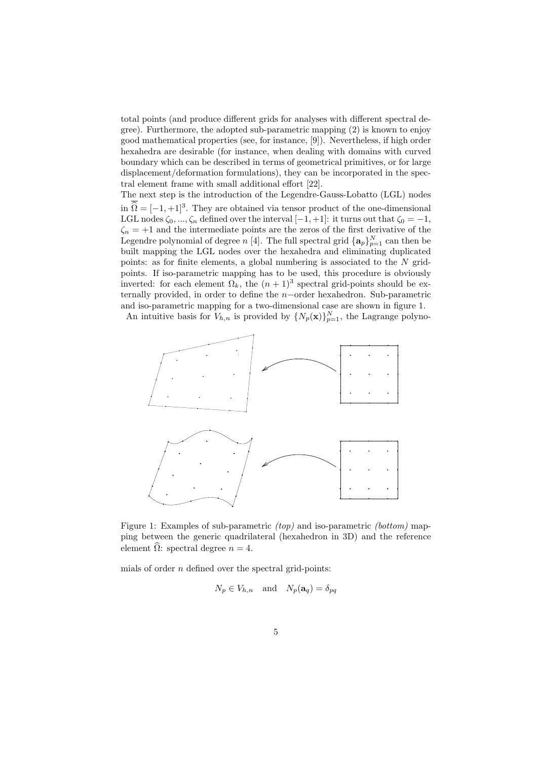total points (and produce different grids for analyses with different spectral degree). Furthermore, the adopted sub-parametric mapping (2) is known to enjoy good mathematical properties (see, for instance, [9]). Nevertheless, if high order hexahedra are desirable (for instance, when dealing with domains with curved boundary which can be described in terms of geometrical primitives, or for large displacement/deformation formulations), they can be incorporated in the spectral element frame with small additional effort [22].

The next step is the introduction of the Legendre-Gauss-Lobatto (LGL) nodes in $\overline{\widehat{\Omega}} = [-1, +1]^3$. They are obtained via tensor product of the one-dimensional LGL nodes $\zeta_0, ..., \zeta_n$ defined over the interval $[-1, +1]$: it turns out that $\zeta_0 = -1$, $\zeta_n = +1$ and the intermediate points are the zeros of the first derivative of the Legendre polynomial of degree $n$ [4]. The full spectral grid $\{\mathbf{a}_p\}_{p=1}^{N}$ can then be built mapping the LGL nodes over the hexahedra and eliminating duplicated points: as for finite elements, a global numbering is associated to the $N$ grid-points. If iso-parametric mapping has to be used, this procedure is obviously inverted: for each element $\Omega_k$, the $(n+1)^3$ spectral grid-points should be externally provided, in order to define the $n-$order hexahedron. Sub-parametric and iso-parametric mapping for a two-dimensional case are shown in figure 1.

An intuitive basis for $V_{h,n}$ is provided by $\{N_p(\mathbf{x})\}_{p=1}^{N}$, the Lagrange polynomials of order $n$ defined over the spectral grid-points:

Figure 1: Examples of sub-parametric *(top)* and iso-parametric *(bottom)* mapping between the generic quadrilateral (hexahedron in 3D) and the reference element $\widehat{\Omega}$: spectral degree $n = 4$.

$$N_p \in V_{h,n} \quad \text{and} \quad N_p(\mathbf{a}_q) = \delta_{pq}$$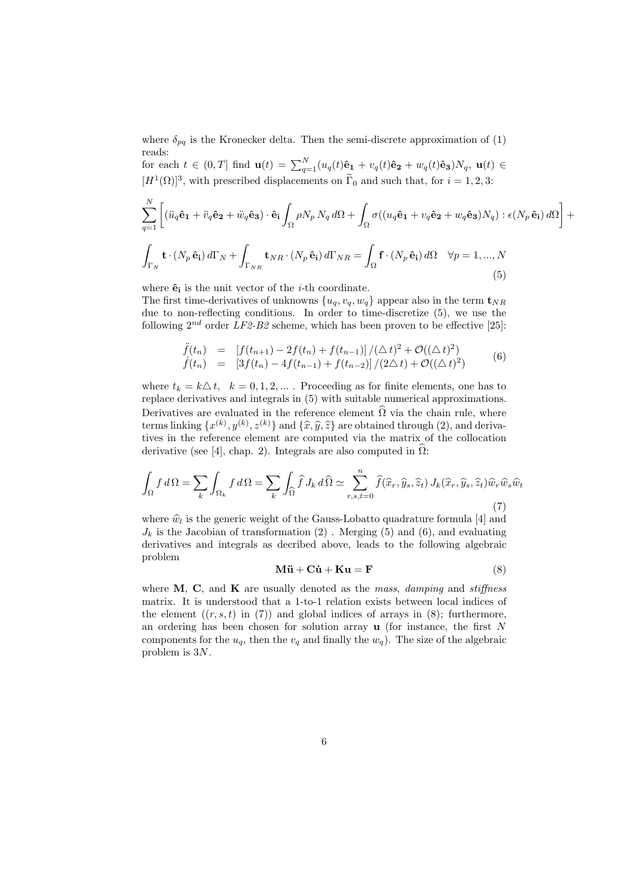where $\delta_{pq}$ is the Kronecker delta. Then the semi-discrete approximation of (1) reads:
for each $t \in (0,T]$ find $\mathbf{u}(t) = \sum_{q=1}^{N}(u_q(t)\hat{\mathbf{e}}_\mathbf{1} + v_q(t)\hat{\mathbf{e}}_\mathbf{2} + w_q(t)\hat{\mathbf{e}}_\mathbf{3})N_q$, $\mathbf{u}(t) \in [H^1(\Omega)]^3$, with prescribed displacements on $\widetilde{\Gamma}_0$ and such that, for $i = 1,2,3$:

$$\sum_{q=1}^{N}\left[(\ddot{u}_q\hat{\mathbf{e}}_\mathbf{1} + \ddot{v}_q\hat{\mathbf{e}}_\mathbf{2} + \ddot{w}_q\hat{\mathbf{e}}_\mathbf{3})\cdot\hat{\mathbf{e}}_\mathbf{i}\int_\Omega \rho N_p\, N_q\, d\Omega + \int_\Omega \sigma((u_q\hat{\mathbf{e}}_\mathbf{1} + v_q\hat{\mathbf{e}}_\mathbf{2} + w_q\hat{\mathbf{e}}_\mathbf{3})N_q) : \epsilon(N_p\,\hat{\mathbf{e}}_\mathbf{i})\, d\Omega\right] +$$

$$\int_{\Gamma_N}\mathbf{t}\cdot(N_p\,\hat{\mathbf{e}}_\mathbf{i})\, d\Gamma_N + \int_{\Gamma_{NR}}\mathbf{t}_{NR}\cdot(N_p\,\hat{\mathbf{e}}_\mathbf{i})\, d\Gamma_{NR} = \int_\Omega \mathbf{f}\cdot(N_p\,\hat{\mathbf{e}}_\mathbf{i})\, d\Omega \quad \forall p = 1,...,N \tag{5}$$

where $\hat{\mathbf{e}}_\mathbf{i}$ is the unit vector of the $i$-th coordinate.
The first time-derivatives of unknowns $\{u_q, v_q, w_q\}$ appear also in the term $\mathbf{t}_{NR}$ due to non-reflecting conditions. In order to time-discretize (5), we use the following $2^{nd}$ order *LF2-B2* scheme, which has been proven to be effective [25]:

$$\begin{array}{rcl} \ddot{f}(t_n) & = & \left[f(t_{n+1}) - 2f(t_n) + f(t_{n-1})\right]/(\triangle t)^2 + \mathcal{O}((\triangle t)^2) \\ \dot{f}(t_n) & = & \left[3f(t_n) - 4f(t_{n-1}) + f(t_{n-2})\right]/(2\triangle t) + \mathcal{O}((\triangle t)^2) \end{array} \tag{6}$$

where $t_k = k\triangle t, \quad k = 0,1,2,...$ . Proceeding as for finite elements, one has to replace derivatives and integrals in (5) with suitable numerical approximations. Derivatives are evaluated in the reference element $\widehat{\Omega}$ via the chain rule, where terms linking $\{x^{(k)}, y^{(k)}, z^{(k)}\}$ and $\{\widehat{x}, \widehat{y}, \widehat{z}\}$ are obtained through (2), and derivatives in the reference element are computed via the matrix of the collocation derivative (see [4], chap. 2). Integrals are also computed in $\widehat{\Omega}$:

$$\int_\Omega f\, d\,\Omega = \sum_k \int_{\Omega_k} f\, d\,\Omega = \sum_k \int_{\widehat{\Omega}} \widehat{f}\, J_k\, d\,\widehat{\Omega} \simeq \sum_{r,s,t=0}^{n} \widehat{f}(\widehat{x}_r, \widehat{y}_s, \widehat{z}_t)\, J_k(\widehat{x}_r, \widehat{y}_s, \widehat{z}_t)\widehat{w}_r\widehat{w}_s\widehat{w}_t \tag{7}$$

where $\widehat{w}_l$ is the generic weight of the Gauss-Lobatto quadrature formula [4] and $J_k$ is the Jacobian of transformation (2) . Merging (5) and (6), and evaluating derivatives and integrals as decribed above, leads to the following algebraic problem

$$\mathbf{M\ddot{u}} + \mathbf{C\dot{u}} + \mathbf{Ku} = \mathbf{F} \tag{8}$$

where $\mathbf{M}$, $\mathbf{C}$, and $\mathbf{K}$ are usually denoted as the *mass*, *damping* and *stiffness* matrix. It is understood that a 1-to-1 relation exists between local indices of the element $((r,s,t)$ in (7)) and global indices of arrays in (8); furthermore, an ordering has been chosen for solution array $\mathbf{u}$ (for instance, the first $N$ components for the $u_q$, then the $v_q$ and finally the $w_q$). The size of the algebraic problem is $3N$.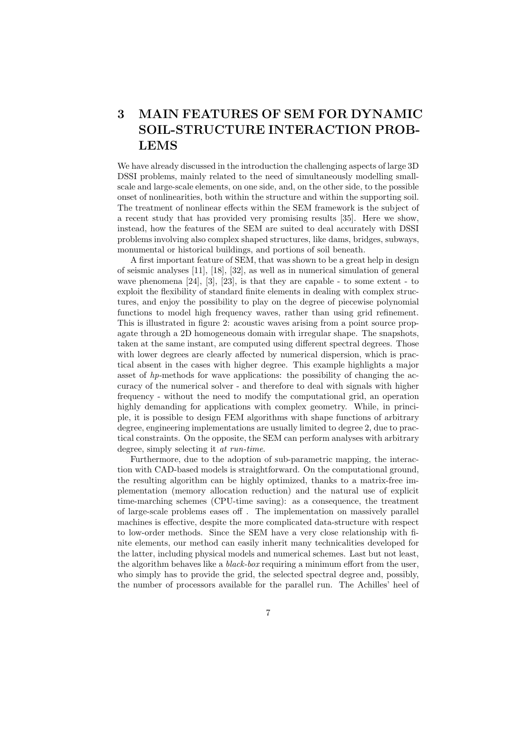# 3 MAIN FEATURES OF SEM FOR DYNAMIC SOIL-STRUCTURE INTERACTION PROBLEMS

We have already discussed in the introduction the challenging aspects of large 3D DSSI problems, mainly related to the need of simultaneously modelling small-scale and large-scale elements, on one side, and, on the other side, to the possible onset of nonlinearities, both within the structure and within the supporting soil. The treatment of nonlinear effects within the SEM framework is the subject of a recent study that has provided very promising results [35]. Here we show, instead, how the features of the SEM are suited to deal accurately with DSSI problems involving also complex shaped structures, like dams, bridges, subways, monumental or historical buildings, and portions of soil beneath.

A first important feature of SEM, that was shown to be a great help in design of seismic analyses [11], [18], [32], as well as in numerical simulation of general wave phenomena [24], [3], [23], is that they are capable - to some extent - to exploit the flexibility of standard finite elements in dealing with complex structures, and enjoy the possibility to play on the degree of piecewise polynomial functions to model high frequency waves, rather than using grid refinement. This is illustrated in figure 2: acoustic waves arising from a point source propagate through a 2D homogeneous domain with irregular shape. The snapshots, taken at the same instant, are computed using different spectral degrees. Those with lower degrees are clearly affected by numerical dispersion, which is practical absent in the cases with higher degree. This example highlights a major asset of *hp*-methods for wave applications: the possibility of changing the accuracy of the numerical solver - and therefore to deal with signals with higher frequency - without the need to modify the computational grid, an operation highly demanding for applications with complex geometry. While, in principle, it is possible to design FEM algorithms with shape functions of arbitrary degree, engineering implementations are usually limited to degree 2, due to practical constraints. On the opposite, the SEM can perform analyses with arbitrary degree, simply selecting it *at run-time*.

Furthermore, due to the adoption of sub-parametric mapping, the interaction with CAD-based models is straightforward. On the computational ground, the resulting algorithm can be highly optimized, thanks to a matrix-free implementation (memory allocation reduction) and the natural use of explicit time-marching schemes (CPU-time saving): as a consequence, the treatment of large-scale problems eases off . The implementation on massively parallel machines is effective, despite the more complicated data-structure with respect to low-order methods. Since the SEM have a very close relationship with finite elements, our method can easily inherit many technicalities developed for the latter, including physical models and numerical schemes. Last but not least, the algorithm behaves like a *black-box* requiring a minimum effort from the user, who simply has to provide the grid, the selected spectral degree and, possibly, the number of processors available for the parallel run. The Achilles' heel of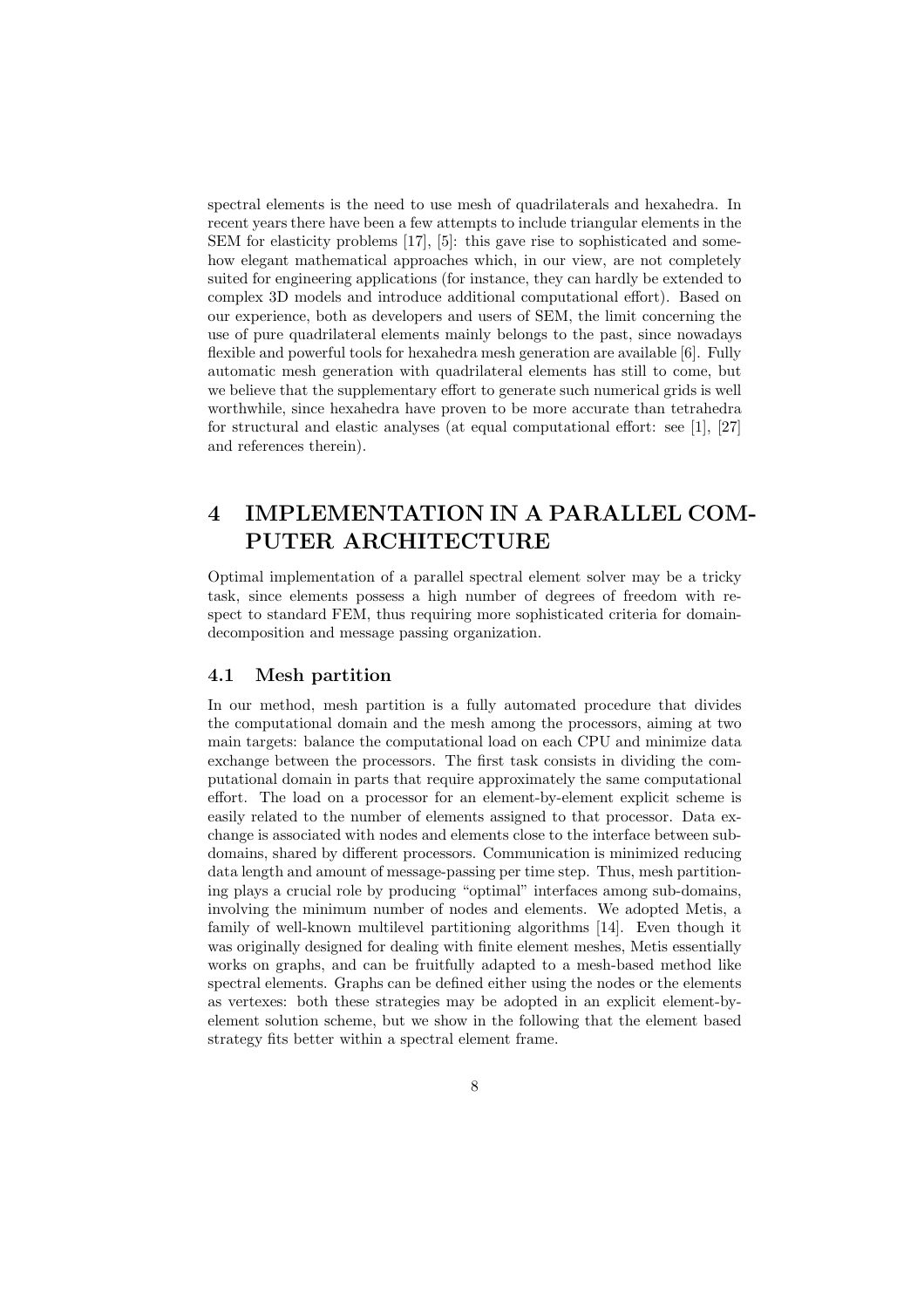spectral elements is the need to use mesh of quadrilaterals and hexahedra. In recent years there have been a few attempts to include triangular elements in the SEM for elasticity problems [17], [5]: this gave rise to sophisticated and somehow elegant mathematical approaches which, in our view, are not completely suited for engineering applications (for instance, they can hardly be extended to complex 3D models and introduce additional computational effort). Based on our experience, both as developers and users of SEM, the limit concerning the use of pure quadrilateral elements mainly belongs to the past, since nowadays flexible and powerful tools for hexahedra mesh generation are available [6]. Fully automatic mesh generation with quadrilateral elements has still to come, but we believe that the supplementary effort to generate such numerical grids is well worthwhile, since hexahedra have proven to be more accurate than tetrahedra for structural and elastic analyses (at equal computational effort: see [1], [27] and references therein).

# 4 IMPLEMENTATION IN A PARALLEL COMPUTER ARCHITECTURE

Optimal implementation of a parallel spectral element solver may be a tricky task, since elements possess a high number of degrees of freedom with respect to standard FEM, thus requiring more sophisticated criteria for domain-decomposition and message passing organization.

## 4.1 Mesh partition

In our method, mesh partition is a fully automated procedure that divides the computational domain and the mesh among the processors, aiming at two main targets: balance the computational load on each CPU and minimize data exchange between the processors. The first task consists in dividing the computational domain in parts that require approximately the same computational effort. The load on a processor for an element-by-element explicit scheme is easily related to the number of elements assigned to that processor. Data exchange is associated with nodes and elements close to the interface between subdomains, shared by different processors. Communication is minimized reducing data length and amount of message-passing per time step. Thus, mesh partitioning plays a crucial role by producing "optimal" interfaces among sub-domains, involving the minimum number of nodes and elements. We adopted Metis, a family of well-known multilevel partitioning algorithms [14]. Even though it was originally designed for dealing with finite element meshes, Metis essentially works on graphs, and can be fruitfully adapted to a mesh-based method like spectral elements. Graphs can be defined either using the nodes or the elements as vertexes: both these strategies may be adopted in an explicit element-by-element solution scheme, but we show in the following that the element based strategy fits better within a spectral element frame.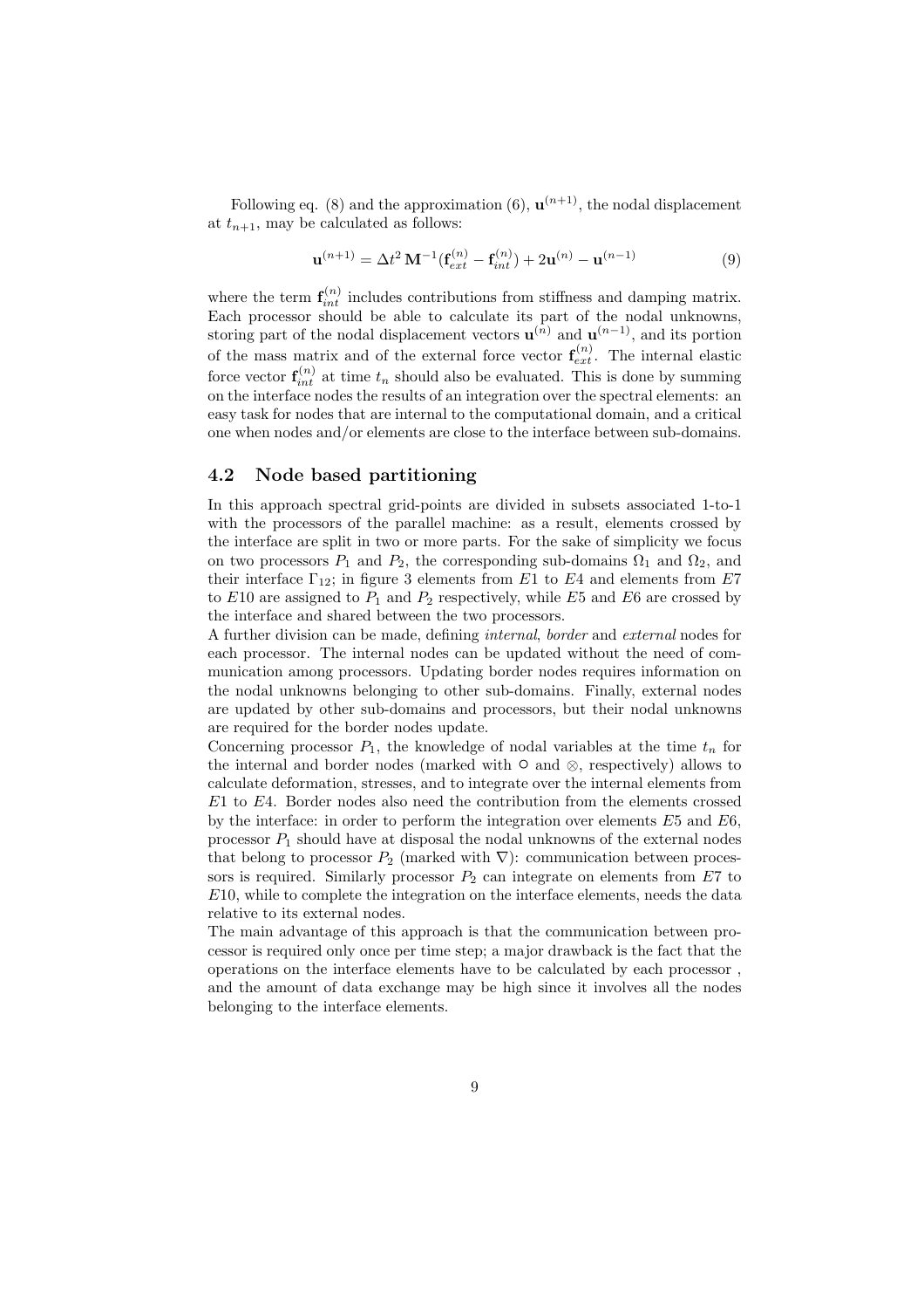Following eq. (8) and the approximation (6), $\mathbf{u}^{(n+1)}$, the nodal displacement at $t_{n+1}$, may be calculated as follows:

$$\mathbf{u}^{(n+1)} = \Delta t^2 \, \mathbf{M}^{-1}(\mathbf{f}_{ext}^{(n)} - \mathbf{f}_{int}^{(n)}) + 2\mathbf{u}^{(n)} - \mathbf{u}^{(n-1)} \tag{9}$$

where the term $\mathbf{f}_{int}^{(n)}$ includes contributions from stiffness and damping matrix. Each processor should be able to calculate its part of the nodal unknowns, storing part of the nodal displacement vectors $\mathbf{u}^{(n)}$ and $\mathbf{u}^{(n-1)}$, and its portion of the mass matrix and of the external force vector $\mathbf{f}_{ext}^{(n)}$. The internal elastic force vector $\mathbf{f}_{int}^{(n)}$ at time $t_n$ should also be evaluated. This is done by summing on the interface nodes the results of an integration over the spectral elements: an easy task for nodes that are internal to the computational domain, and a critical one when nodes and/or elements are close to the interface between sub-domains.

## 4.2 Node based partitioning

In this approach spectral grid-points are divided in subsets associated 1-to-1 with the processors of the parallel machine: as a result, elements crossed by the interface are split in two or more parts. For the sake of simplicity we focus on two processors $P_1$ and $P_2$, the corresponding sub-domains $\Omega_1$ and $\Omega_2$, and their interface $\Gamma_{12}$; in figure 3 elements from $E1$ to $E4$ and elements from $E7$ to $E10$ are assigned to $P_1$ and $P_2$ respectively, while $E5$ and $E6$ are crossed by the interface and shared between the two processors.

A further division can be made, defining *internal*, *border* and *external* nodes for each processor. The internal nodes can be updated without the need of communication among processors. Updating border nodes requires information on the nodal unknowns belonging to other sub-domains. Finally, external nodes are updated by other sub-domains and processors, but their nodal unknowns are required for the border nodes update.

Concerning processor $P_1$, the knowledge of nodal variables at the time $t_n$ for the internal and border nodes (marked with $\circ$ and $\otimes$, respectively) allows to calculate deformation, stresses, and to integrate over the internal elements from $E1$ to $E4$. Border nodes also need the contribution from the elements crossed by the interface: in order to perform the integration over elements $E5$ and $E6$, processor $P_1$ should have at disposal the nodal unknowns of the external nodes that belong to processor $P_2$ (marked with $\nabla$): communication between processors is required. Similarly processor $P_2$ can integrate on elements from $E7$ to $E10$, while to complete the integration on the interface elements, needs the data relative to its external nodes.

The main advantage of this approach is that the communication between processor is required only once per time step; a major drawback is the fact that the operations on the interface elements have to be calculated by each processor , and the amount of data exchange may be high since it involves all the nodes belonging to the interface elements.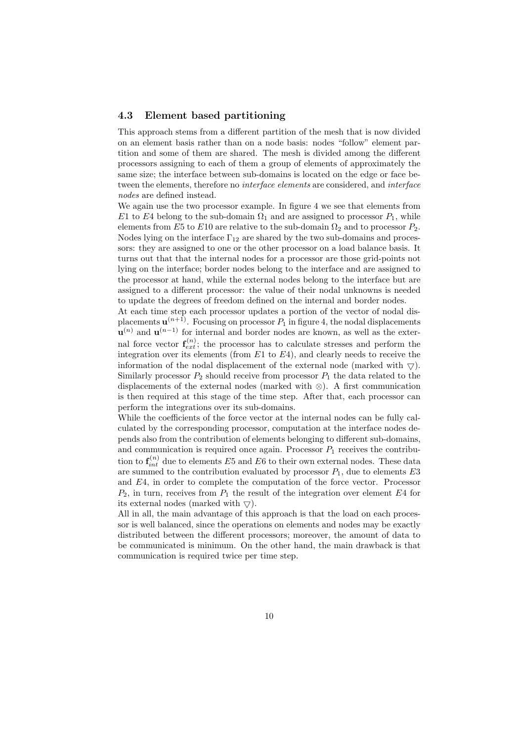### 4.3 Element based partitioning

This approach stems from a different partition of the mesh that is now divided on an element basis rather than on a node basis: nodes "follow" element partition and some of them are shared. The mesh is divided among the different processors assigning to each of them a group of elements of approximately the same size; the interface between sub-domains is located on the edge or face between the elements, therefore no *interface elements* are considered, and *interface nodes* are defined instead.

We again use the two processor example. In figure 4 we see that elements from $E1$ to $E4$ belong to the sub-domain $\Omega_1$ and are assigned to processor $P_1$, while elements from $E5$ to $E10$ are relative to the sub-domain $\Omega_2$ and to processor $P_2$. Nodes lying on the interface $\Gamma_{12}$ are shared by the two sub-domains and processors: they are assigned to one or the other processor on a load balance basis. It turns out that that the internal nodes for a processor are those grid-points not lying on the interface; border nodes belong to the interface and are assigned to the processor at hand, while the external nodes belong to the interface but are assigned to a different processor: the value of their nodal unknowns is needed to update the degrees of freedom defined on the internal and border nodes.

At each time step each processor updates a portion of the vector of nodal displacements $\mathbf{u}^{(n+1)}$. Focusing on processor $P_1$ in figure 4, the nodal displacements $\mathbf{u}^{(n)}$ and $\mathbf{u}^{(n-1)}$ for internal and border nodes are known, as well as the external force vector $\mathbf{f}_{ext}^{(n)}$; the processor has to calculate stresses and perform the integration over its elements (from $E1$ to $E4$), and clearly needs to receive the information of the nodal displacement of the external node (marked with $\bigtriangledown$). Similarly processor $P_2$ should receive from processor $P_1$ the data related to the displacements of the external nodes (marked with $\otimes$). A first communication is then required at this stage of the time step. After that, each processor can perform the integrations over its sub-domains.

While the coefficients of the force vector at the internal nodes can be fully calculated by the corresponding processor, computation at the interface nodes depends also from the contribution of elements belonging to different sub-domains, and communication is required once again. Processor $P_1$ receives the contribution to $\mathbf{f}_{int}^{(n)}$ due to elements $E5$ and $E6$ to their own external nodes. These data are summed to the contribution evaluated by processor $P_1$, due to elements $E3$ and $E4$, in order to complete the computation of the force vector. Processor $P_2$, in turn, receives from $P_1$ the result of the integration over element $E4$ for its external nodes (marked with $\bigtriangledown$).

All in all, the main advantage of this approach is that the load on each processor is well balanced, since the operations on elements and nodes may be exactly distributed between the different processors; moreover, the amount of data to be communicated is minimum. On the other hand, the main drawback is that communication is required twice per time step.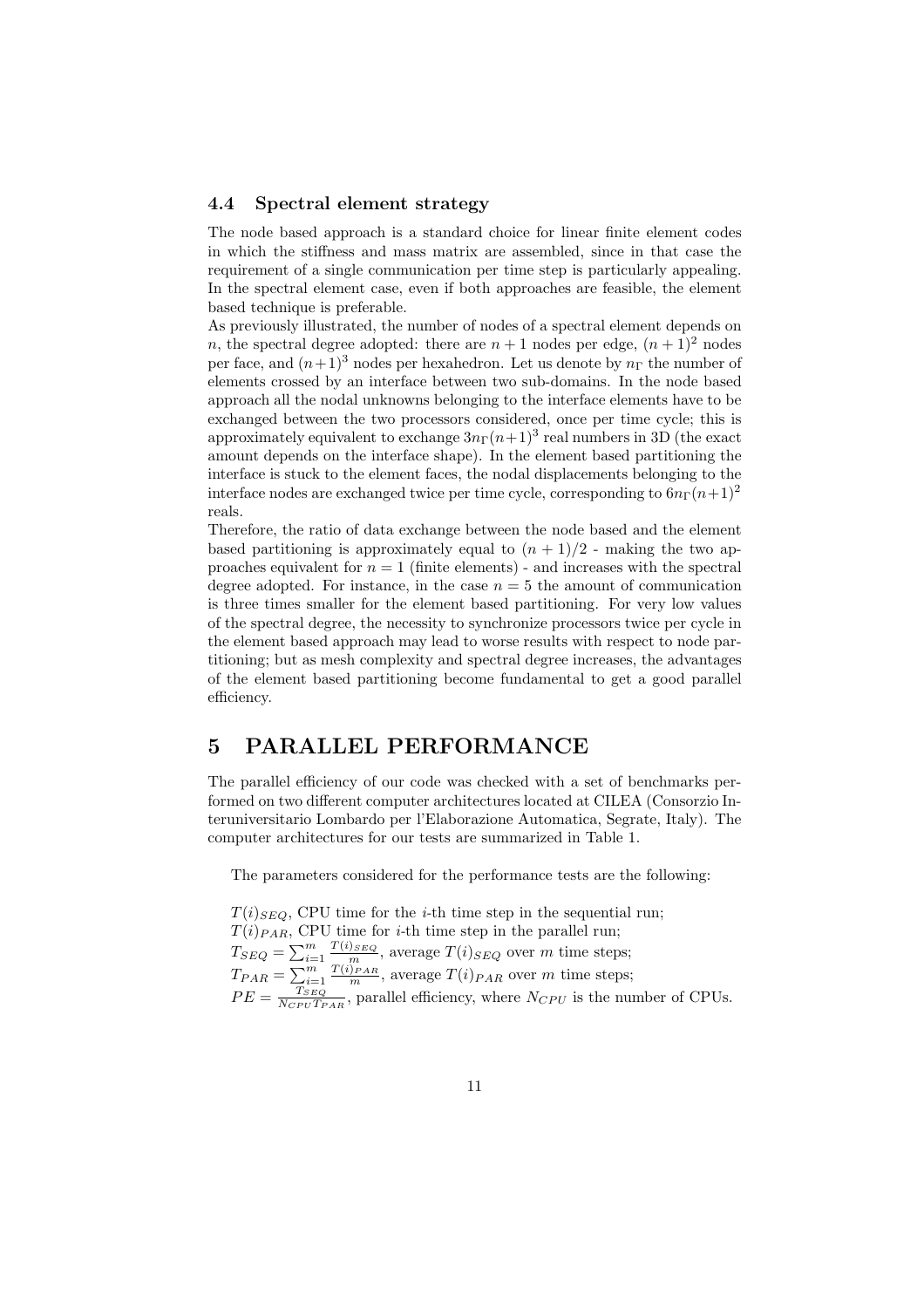### 4.4 Spectral element strategy

The node based approach is a standard choice for linear finite element codes in which the stiffness and mass matrix are assembled, since in that case the requirement of a single communication per time step is particularly appealing. In the spectral element case, even if both approaches are feasible, the element based technique is preferable.

As previously illustrated, the number of nodes of a spectral element depends on $n$, the spectral degree adopted: there are $n+1$ nodes per edge, $(n+1)^2$ nodes per face, and $(n+1)^3$ nodes per hexahedron. Let us denote by $n_\Gamma$ the number of elements crossed by an interface between two sub-domains. In the node based approach all the nodal unknowns belonging to the interface elements have to be exchanged between the two processors considered, once per time cycle; this is approximately equivalent to exchange $3n_\Gamma(n+1)^3$ real numbers in 3D (the exact amount depends on the interface shape). In the element based partitioning the interface is stuck to the element faces, the nodal displacements belonging to the interface nodes are exchanged twice per time cycle, corresponding to $6n_\Gamma(n+1)^2$ reals.

Therefore, the ratio of data exchange between the node based and the element based partitioning is approximately equal to $(n+1)/2$ - making the two approaches equivalent for $n = 1$ (finite elements) - and increases with the spectral degree adopted. For instance, in the case $n = 5$ the amount of communication is three times smaller for the element based partitioning. For very low values of the spectral degree, the necessity to synchronize processors twice per cycle in the element based approach may lead to worse results with respect to node partitioning; but as mesh complexity and spectral degree increases, the advantages of the element based partitioning become fundamental to get a good parallel efficiency.

## 5 PARALLEL PERFORMANCE

The parallel efficiency of our code was checked with a set of benchmarks performed on two different computer architectures located at CILEA (Consorzio Interuniversitario Lombardo per l'Elaborazione Automatica, Segrate, Italy). The computer architectures for our tests are summarized in Table 1.

The parameters considered for the performance tests are the following:

$T(i)_{SEQ}$, CPU time for the $i$-th time step in the sequential run;
$T(i)_{PAR}$, CPU time for $i$-th time step in the parallel run;
$T_{SEQ} = \sum_{i=1}^{m} \frac{T(i)_{SEQ}}{m}$, average $T(i)_{SEQ}$ over $m$ time steps;
$T_{PAR} = \sum_{i=1}^{m} \frac{T(i)_{PAR}}{m}$, average $T(i)_{PAR}$ over $m$ time steps;
$PE = \frac{T_{SEQ}}{N_{CPU} T_{PAR}}$, parallel efficiency, where $N_{CPU}$ is the number of CPUs.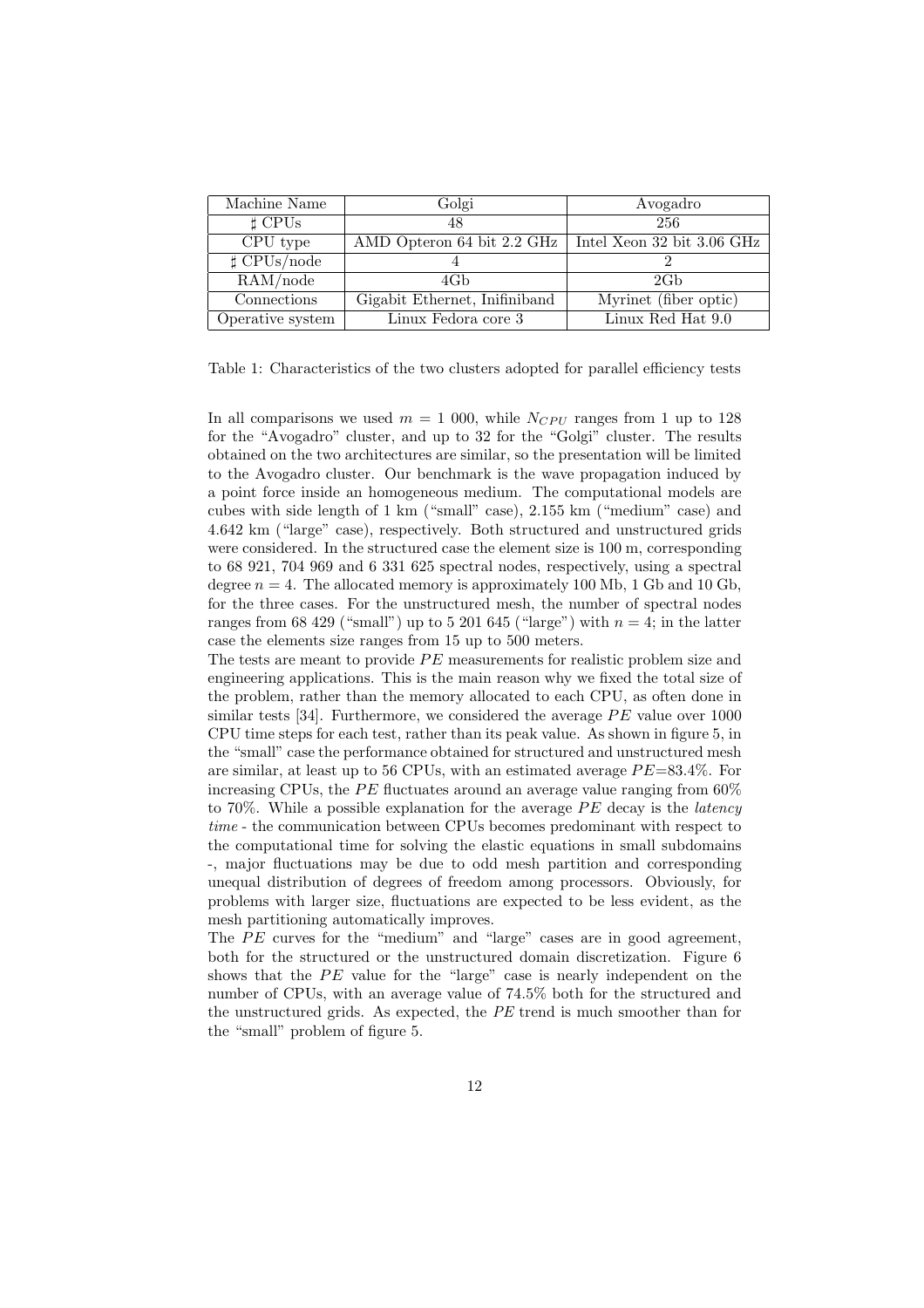| Machine Name | Golgi | Avogadro |
| --- | --- | --- |
| ♯ CPUs | 48 | 256 |
| CPU type | AMD Opteron 64 bit 2.2 GHz | Intel Xeon 32 bit 3.06 GHz |
| ♯ CPUs/node | 4 | 2 |
| RAM/node | 4Gb | 2Gb |
| Connections | Gigabit Ethernet, Inifiniband | Myrinet (fiber optic) |
| Operative system | Linux Fedora core 3 | Linux Red Hat 9.0 |

Table 1: Characteristics of the two clusters adopted for parallel efficiency tests

In all comparisons we used $m = 1\ 000$, while $N_{CPU}$ ranges from 1 up to 128 for the "Avogadro" cluster, and up to 32 for the "Golgi" cluster. The results obtained on the two architectures are similar, so the presentation will be limited to the Avogadro cluster. Our benchmark is the wave propagation induced by a point force inside an homogeneous medium. The computational models are cubes with side length of 1 km ("small" case), 2.155 km ("medium" case) and 4.642 km ("large" case), respectively. Both structured and unstructured grids were considered. In the structured case the element size is 100 m, corresponding to 68 921, 704 969 and 6 331 625 spectral nodes, respectively, using a spectral degree $n = 4$. The allocated memory is approximately 100 Mb, 1 Gb and 10 Gb, for the three cases. For the unstructured mesh, the number of spectral nodes ranges from 68 429 ("small") up to 5 201 645 ("large") with $n = 4$; in the latter case the elements size ranges from 15 up to 500 meters.

The tests are meant to provide $PE$ measurements for realistic problem size and engineering applications. This is the main reason why we fixed the total size of the problem, rather than the memory allocated to each CPU, as often done in similar tests [34]. Furthermore, we considered the average $PE$ value over 1000 CPU time steps for each test, rather than its peak value. As shown in figure 5, in the "small" case the performance obtained for structured and unstructured mesh are similar, at least up to 56 CPUs, with an estimated average $PE$=83.4%. For increasing CPUs, the $PE$ fluctuates around an average value ranging from 60% to 70%. While a possible explanation for the average $PE$ decay is the *latency time* - the communication between CPUs becomes predominant with respect to the computational time for solving the elastic equations in small subdomains -, major fluctuations may be due to odd mesh partition and corresponding unequal distribution of degrees of freedom among processors. Obviously, for problems with larger size, fluctuations are expected to be less evident, as the mesh partitioning automatically improves.

The $PE$ curves for the "medium" and "large" cases are in good agreement, both for the structured or the unstructured domain discretization. Figure 6 shows that the $PE$ value for the "large" case is nearly independent on the number of CPUs, with an average value of 74.5% both for the structured and the unstructured grids. As expected, the $PE$ trend is much smoother than for the "small" problem of figure 5.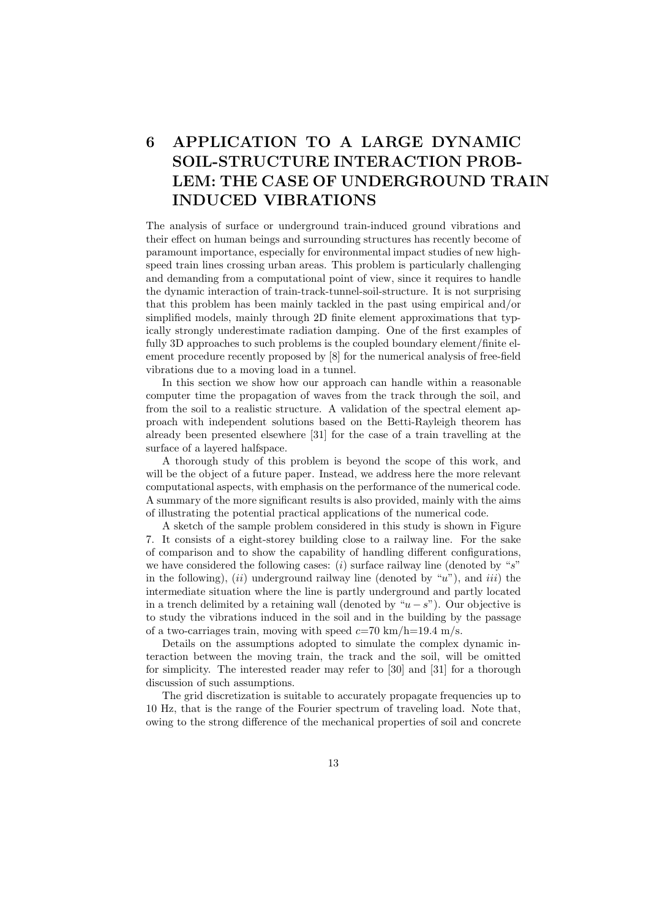# 6 APPLICATION TO A LARGE DYNAMIC SOIL-STRUCTURE INTERACTION PROBLEM: THE CASE OF UNDERGROUND TRAIN INDUCED VIBRATIONS

The analysis of surface or underground train-induced ground vibrations and their effect on human beings and surrounding structures has recently become of paramount importance, especially for environmental impact studies of new high-speed train lines crossing urban areas. This problem is particularly challenging and demanding from a computational point of view, since it requires to handle the dynamic interaction of train-track-tunnel-soil-structure. It is not surprising that this problem has been mainly tackled in the past using empirical and/or simplified models, mainly through 2D finite element approximations that typically strongly underestimate radiation damping. One of the first examples of fully 3D approaches to such problems is the coupled boundary element/finite element procedure recently proposed by [8] for the numerical analysis of free-field vibrations due to a moving load in a tunnel.

In this section we show how our approach can handle within a reasonable computer time the propagation of waves from the track through the soil, and from the soil to a realistic structure. A validation of the spectral element approach with independent solutions based on the Betti-Rayleigh theorem has already been presented elsewhere [31] for the case of a train travelling at the surface of a layered halfspace.

A thorough study of this problem is beyond the scope of this work, and will be the object of a future paper. Instead, we address here the more relevant computational aspects, with emphasis on the performance of the numerical code. A summary of the more significant results is also provided, mainly with the aims of illustrating the potential practical applications of the numerical code.

A sketch of the sample problem considered in this study is shown in Figure 7. It consists of a eight-storey building close to a railway line. For the sake of comparison and to show the capability of handling different configurations, we have considered the following cases: (*i*) surface railway line (denoted by "$s$" in the following), (*ii*) underground railway line (denoted by "$u$"), and *iii*) the intermediate situation where the line is partly underground and partly located in a trench delimited by a retaining wall (denoted by "$u - s$"). Our objective is to study the vibrations induced in the soil and in the building by the passage of a two-carriages train, moving with speed $c$=70 km/h=19.4 m/s.

Details on the assumptions adopted to simulate the complex dynamic interaction between the moving train, the track and the soil, will be omitted for simplicity. The interested reader may refer to [30] and [31] for a thorough discussion of such assumptions.

The grid discretization is suitable to accurately propagate frequencies up to 10 Hz, that is the range of the Fourier spectrum of traveling load. Note that, owing to the strong difference of the mechanical properties of soil and concrete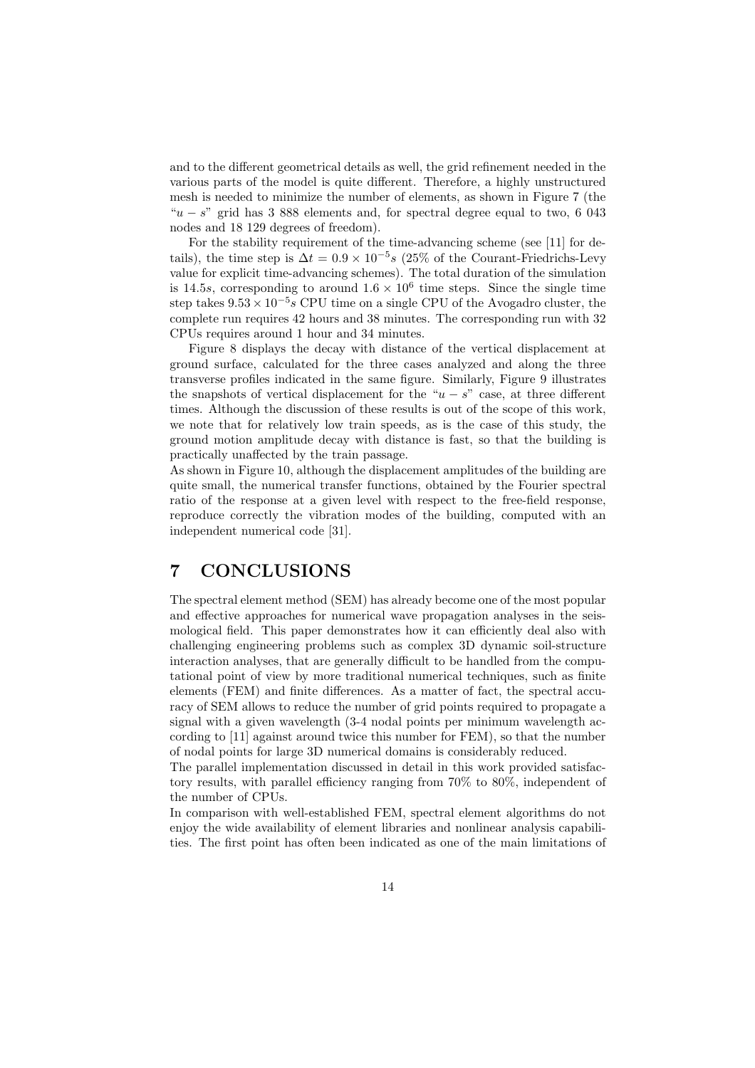and to the different geometrical details as well, the grid refinement needed in the various parts of the model is quite different. Therefore, a highly unstructured mesh is needed to minimize the number of elements, as shown in Figure 7 (the "$u - s$" grid has 3 888 elements and, for spectral degree equal to two, 6 043 nodes and 18 129 degrees of freedom).

For the stability requirement of the time-advancing scheme (see [11] for details), the time step is $\Delta t = 0.9 \times 10^{-5}s$ (25% of the Courant-Friedrichs-Levy value for explicit time-advancing schemes). The total duration of the simulation is $14.5s$, corresponding to around $1.6 \times 10^{6}$ time steps. Since the single time step takes $9.53 \times 10^{-5}s$ CPU time on a single CPU of the Avogadro cluster, the complete run requires 42 hours and 38 minutes. The corresponding run with 32 CPUs requires around 1 hour and 34 minutes.

Figure 8 displays the decay with distance of the vertical displacement at ground surface, calculated for the three cases analyzed and along the three transverse profiles indicated in the same figure. Similarly, Figure 9 illustrates the snapshots of vertical displacement for the "$u - s$" case, at three different times. Although the discussion of these results is out of the scope of this work, we note that for relatively low train speeds, as is the case of this study, the ground motion amplitude decay with distance is fast, so that the building is practically unaffected by the train passage.

As shown in Figure 10, although the displacement amplitudes of the building are quite small, the numerical transfer functions, obtained by the Fourier spectral ratio of the response at a given level with respect to the free-field response, reproduce correctly the vibration modes of the building, computed with an independent numerical code [31].

# 7 CONCLUSIONS

The spectral element method (SEM) has already become one of the most popular and effective approaches for numerical wave propagation analyses in the seismological field. This paper demonstrates how it can efficiently deal also with challenging engineering problems such as complex 3D dynamic soil-structure interaction analyses, that are generally difficult to be handled from the computational point of view by more traditional numerical techniques, such as finite elements (FEM) and finite differences. As a matter of fact, the spectral accuracy of SEM allows to reduce the number of grid points required to propagate a signal with a given wavelength (3-4 nodal points per minimum wavelength according to [11] against around twice this number for FEM), so that the number of nodal points for large 3D numerical domains is considerably reduced.

The parallel implementation discussed in detail in this work provided satisfactory results, with parallel efficiency ranging from 70% to 80%, independent of the number of CPUs.

In comparison with well-established FEM, spectral element algorithms do not enjoy the wide availability of element libraries and nonlinear analysis capabilities. The first point has often been indicated as one of the main limitations of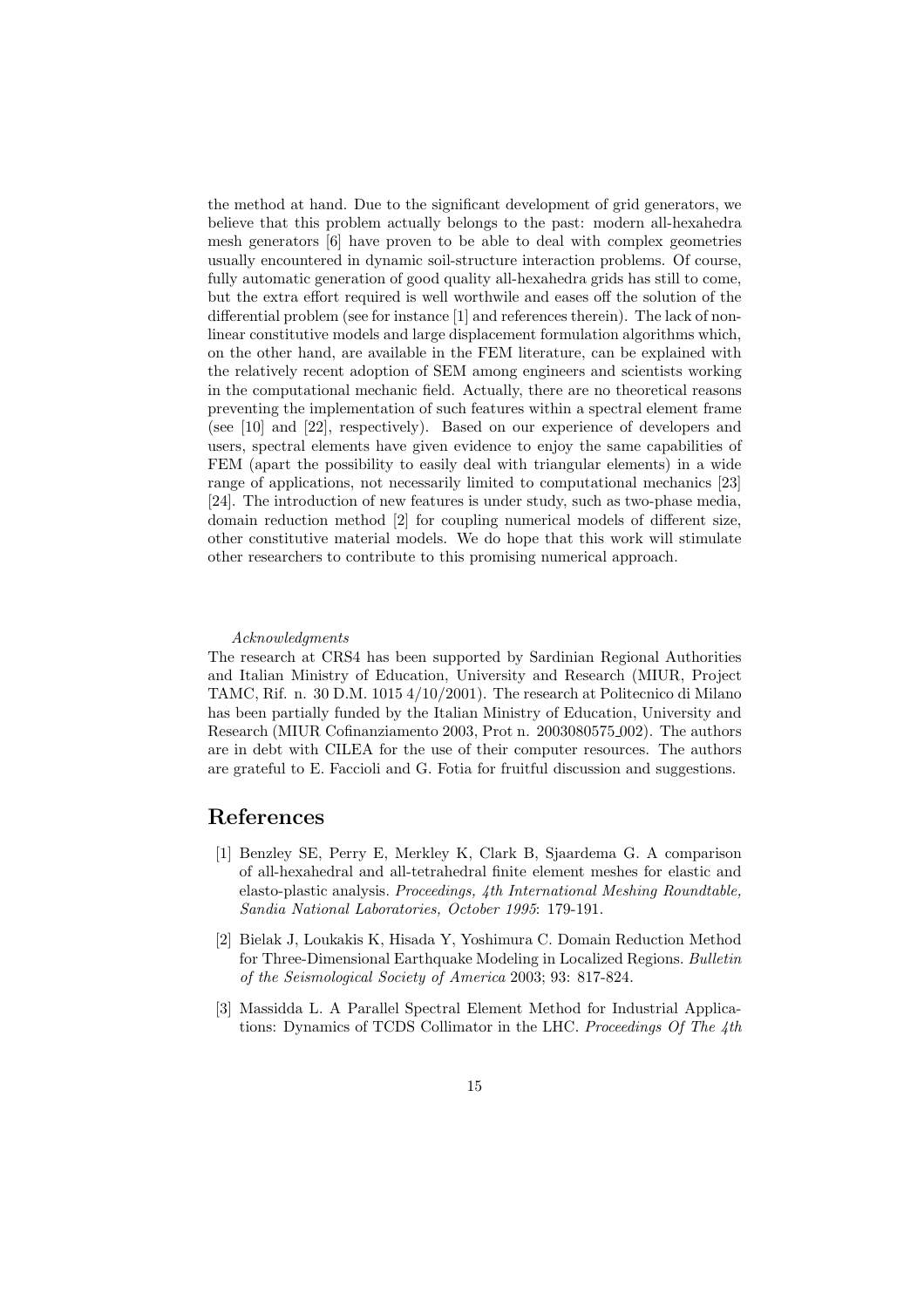the method at hand. Due to the significant development of grid generators, we believe that this problem actually belongs to the past: modern all-hexahedra mesh generators [6] have proven to be able to deal with complex geometries usually encountered in dynamic soil-structure interaction problems. Of course, fully automatic generation of good quality all-hexahedra grids has still to come, but the extra effort required is well worthwile and eases off the solution of the differential problem (see for instance [1] and references therein). The lack of non-linear constitutive models and large displacement formulation algorithms which, on the other hand, are available in the FEM literature, can be explained with the relatively recent adoption of SEM among engineers and scientists working in the computational mechanic field. Actually, there are no theoretical reasons preventing the implementation of such features within a spectral element frame (see [10] and [22], respectively). Based on our experience of developers and users, spectral elements have given evidence to enjoy the same capabilities of FEM (apart the possibility to easily deal with triangular elements) in a wide range of applications, not necessarily limited to computational mechanics [23] [24]. The introduction of new features is under study, such as two-phase media, domain reduction method [2] for coupling numerical models of different size, other constitutive material models. We do hope that this work will stimulate other researchers to contribute to this promising numerical approach.

*Acknowledgments*

The research at CRS4 has been supported by Sardinian Regional Authorities and Italian Ministry of Education, University and Research (MIUR, Project TAMC, Rif. n. 30 D.M. 1015 4/10/2001). The research at Politecnico di Milano has been partially funded by the Italian Ministry of Education, University and Research (MIUR Cofinanziamento 2003, Prot n. 2003080575_002). The authors are in debt with CILEA for the use of their computer resources. The authors are grateful to E. Faccioli and G. Fotia for fruitful discussion and suggestions.

# References

[1] Benzley SE, Perry E, Merkley K, Clark B, Sjaardema G. A comparison of all-hexahedral and all-tetrahedral finite element meshes for elastic and elasto-plastic analysis. *Proceedings, 4th International Meshing Roundtable, Sandia National Laboratories, October 1995*: 179-191.

[2] Bielak J, Loukakis K, Hisada Y, Yoshimura C. Domain Reduction Method for Three-Dimensional Earthquake Modeling in Localized Regions. *Bulletin of the Seismological Society of America* 2003; 93: 817-824.

[3] Massidda L. A Parallel Spectral Element Method for Industrial Applications: Dynamics of TCDS Collimator in the LHC. *Proceedings Of The 4th*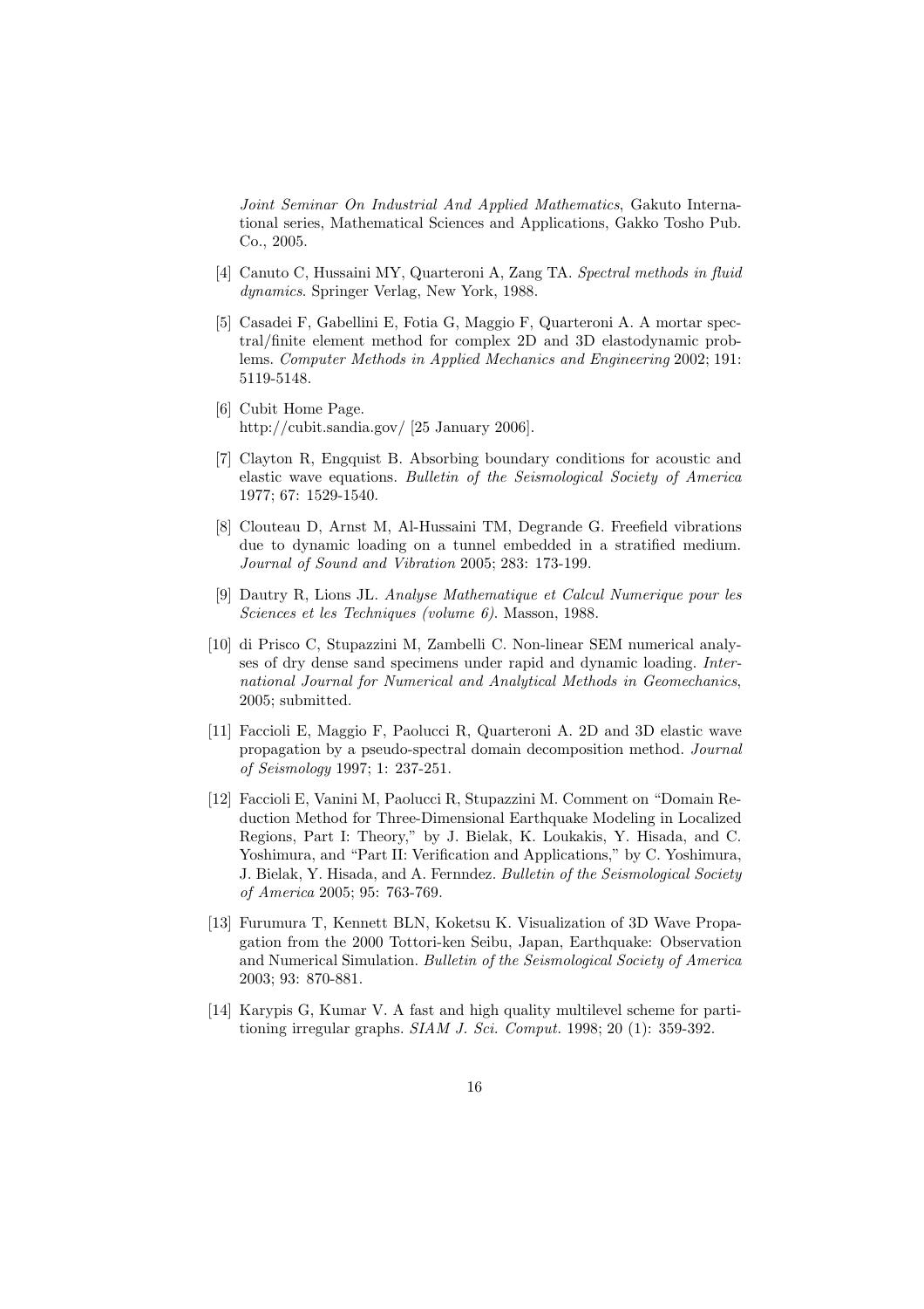*Joint Seminar On Industrial And Applied Mathematics*, Gakuto International series, Mathematical Sciences and Applications, Gakko Tosho Pub. Co., 2005.

[4] Canuto C, Hussaini MY, Quarteroni A, Zang TA. *Spectral methods in fluid dynamics*. Springer Verlag, New York, 1988.

[5] Casadei F, Gabellini E, Fotia G, Maggio F, Quarteroni A. A mortar spectral/finite element method for complex 2D and 3D elastodynamic problems. *Computer Methods in Applied Mechanics and Engineering* 2002; 191: 5119-5148.

[6] Cubit Home Page.
http://cubit.sandia.gov/ [25 January 2006].

[7] Clayton R, Engquist B. Absorbing boundary conditions for acoustic and elastic wave equations. *Bulletin of the Seismological Society of America* 1977; 67: 1529-1540.

[8] Clouteau D, Arnst M, Al-Hussaini TM, Degrande G. Freefield vibrations due to dynamic loading on a tunnel embedded in a stratified medium. *Journal of Sound and Vibration* 2005; 283: 173-199.

[9] Dautry R, Lions JL. *Analyse Mathematique et Calcul Numerique pour les Sciences et les Techniques (volume 6)*. Masson, 1988.

[10] di Prisco C, Stupazzini M, Zambelli C. Non-linear SEM numerical analyses of dry dense sand specimens under rapid and dynamic loading. *International Journal for Numerical and Analytical Methods in Geomechanics*, 2005; submitted.

[11] Faccioli E, Maggio F, Paolucci R, Quarteroni A. 2D and 3D elastic wave propagation by a pseudo-spectral domain decomposition method. *Journal of Seismology* 1997; 1: 237-251.

[12] Faccioli E, Vanini M, Paolucci R, Stupazzini M. Comment on "Domain Reduction Method for Three-Dimensional Earthquake Modeling in Localized Regions, Part I: Theory," by J. Bielak, K. Loukakis, Y. Hisada, and C. Yoshimura, and "Part II: Verification and Applications," by C. Yoshimura, J. Bielak, Y. Hisada, and A. Fernndez. *Bulletin of the Seismological Society of America* 2005; 95: 763-769.

[13] Furumura T, Kennett BLN, Koketsu K. Visualization of 3D Wave Propagation from the 2000 Tottori-ken Seibu, Japan, Earthquake: Observation and Numerical Simulation. *Bulletin of the Seismological Society of America* 2003; 93: 870-881.

[14] Karypis G, Kumar V. A fast and high quality multilevel scheme for partitioning irregular graphs. *SIAM J. Sci. Comput.* 1998; 20 (1): 359-392.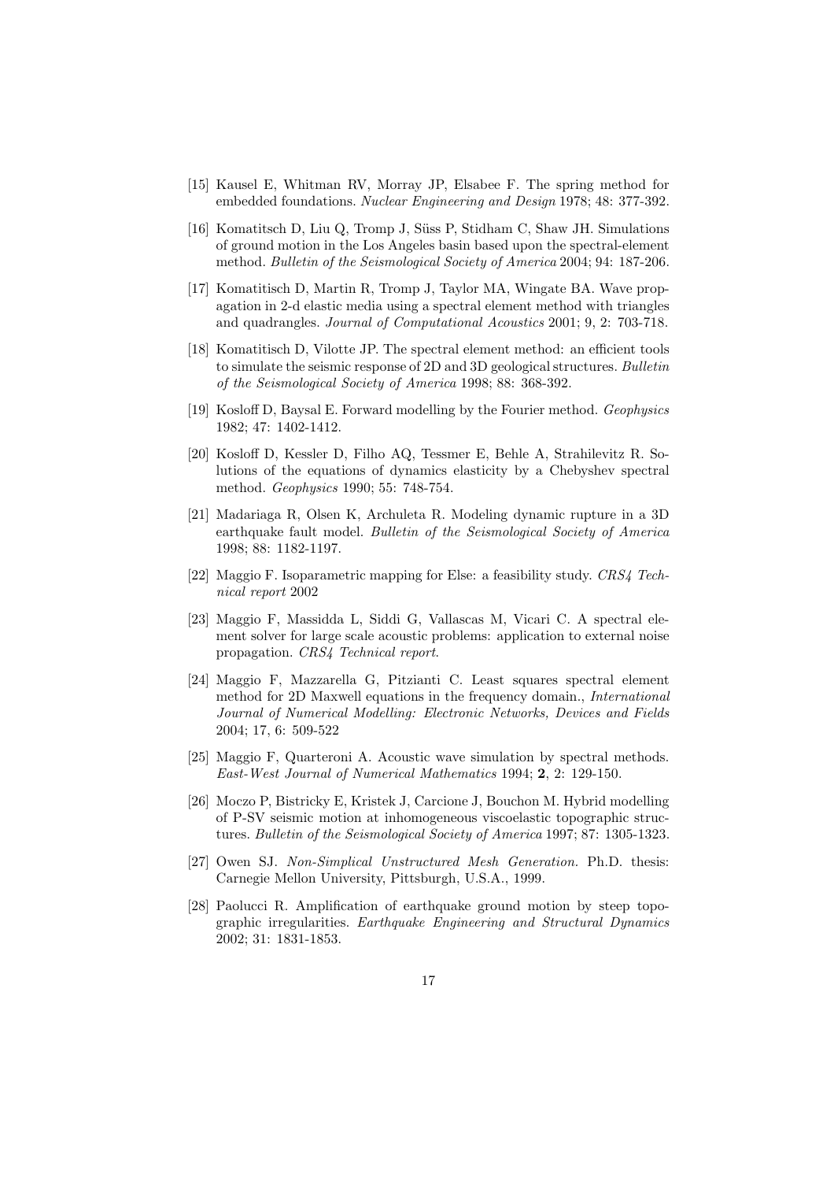[15] Kausel E, Whitman RV, Morray JP, Elsabee F. The spring method for embedded foundations. *Nuclear Engineering and Design* 1978; 48: 377-392.

[16] Komatitsch D, Liu Q, Tromp J, Süss P, Stidham C, Shaw JH. Simulations of ground motion in the Los Angeles basin based upon the spectral-element method. *Bulletin of the Seismological Society of America* 2004; 94: 187-206.

[17] Komatitisch D, Martin R, Tromp J, Taylor MA, Wingate BA. Wave propagation in 2-d elastic media using a spectral element method with triangles and quadrangles. *Journal of Computational Acoustics* 2001; 9, 2: 703-718.

[18] Komatitisch D, Vilotte JP. The spectral element method: an efficient tools to simulate the seismic response of 2D and 3D geological structures. *Bulletin of the Seismological Society of America* 1998; 88: 368-392.

[19] Kosloff D, Baysal E. Forward modelling by the Fourier method. *Geophysics* 1982; 47: 1402-1412.

[20] Kosloff D, Kessler D, Filho AQ, Tessmer E, Behle A, Strahilevitz R. Solutions of the equations of dynamics elasticity by a Chebyshev spectral method. *Geophysics* 1990; 55: 748-754.

[21] Madariaga R, Olsen K, Archuleta R. Modeling dynamic rupture in a 3D earthquake fault model. *Bulletin of the Seismological Society of America* 1998; 88: 1182-1197.

[22] Maggio F. Isoparametric mapping for Else: a feasibility study. *CRS4 Technical report* 2002

[23] Maggio F, Massidda L, Siddi G, Vallascas M, Vicari C. A spectral element solver for large scale acoustic problems: application to external noise propagation. *CRS4 Technical report*.

[24] Maggio F, Mazzarella G, Pitzianti C. Least squares spectral element method for 2D Maxwell equations in the frequency domain., *International Journal of Numerical Modelling: Electronic Networks, Devices and Fields* 2004; 17, 6: 509-522

[25] Maggio F, Quarteroni A. Acoustic wave simulation by spectral methods. *East-West Journal of Numerical Mathematics* 1994; **2**, 2: 129-150.

[26] Moczo P, Bistricky E, Kristek J, Carcione J, Bouchon M. Hybrid modelling of P-SV seismic motion at inhomogeneous viscoelastic topographic structures. *Bulletin of the Seismological Society of America* 1997; 87: 1305-1323.

[27] Owen SJ. *Non-Simplical Unstructured Mesh Generation.* Ph.D. thesis: Carnegie Mellon University, Pittsburgh, U.S.A., 1999.

[28] Paolucci R. Amplification of earthquake ground motion by steep topographic irregularities. *Earthquake Engineering and Structural Dynamics* 2002; 31: 1831-1853.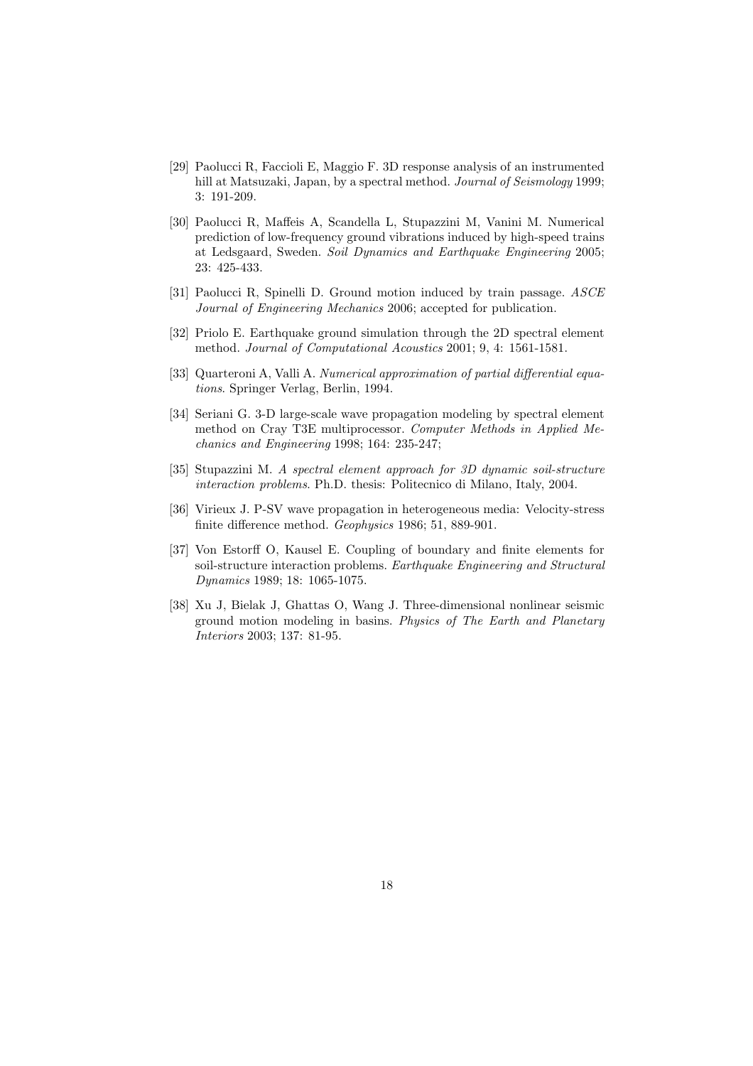[29] Paolucci R, Faccioli E, Maggio F. 3D response analysis of an instrumented hill at Matsuzaki, Japan, by a spectral method. *Journal of Seismology* 1999; 3: 191-209.

[30] Paolucci R, Maffeis A, Scandella L, Stupazzini M, Vanini M. Numerical prediction of low-frequency ground vibrations induced by high-speed trains at Ledsgaard, Sweden. *Soil Dynamics and Earthquake Engineering* 2005; 23: 425-433.

[31] Paolucci R, Spinelli D. Ground motion induced by train passage. *ASCE Journal of Engineering Mechanics* 2006; accepted for publication.

[32] Priolo E. Earthquake ground simulation through the 2D spectral element method. *Journal of Computational Acoustics* 2001; 9, 4: 1561-1581.

[33] Quarteroni A, Valli A. *Numerical approximation of partial differential equations*. Springer Verlag, Berlin, 1994.

[34] Seriani G. 3-D large-scale wave propagation modeling by spectral element method on Cray T3E multiprocessor. *Computer Methods in Applied Mechanics and Engineering* 1998; 164: 235-247;

[35] Stupazzini M. *A spectral element approach for 3D dynamic soil-structure interaction problems*. Ph.D. thesis: Politecnico di Milano, Italy, 2004.

[36] Virieux J. P-SV wave propagation in heterogeneous media: Velocity-stress finite difference method. *Geophysics* 1986; 51, 889-901.

[37] Von Estorff O, Kausel E. Coupling of boundary and finite elements for soil-structure interaction problems. *Earthquake Engineering and Structural Dynamics* 1989; 18: 1065-1075.

[38] Xu J, Bielak J, Ghattas O, Wang J. Three-dimensional nonlinear seismic ground motion modeling in basins. *Physics of The Earth and Planetary Interiors* 2003; 137: 81-95.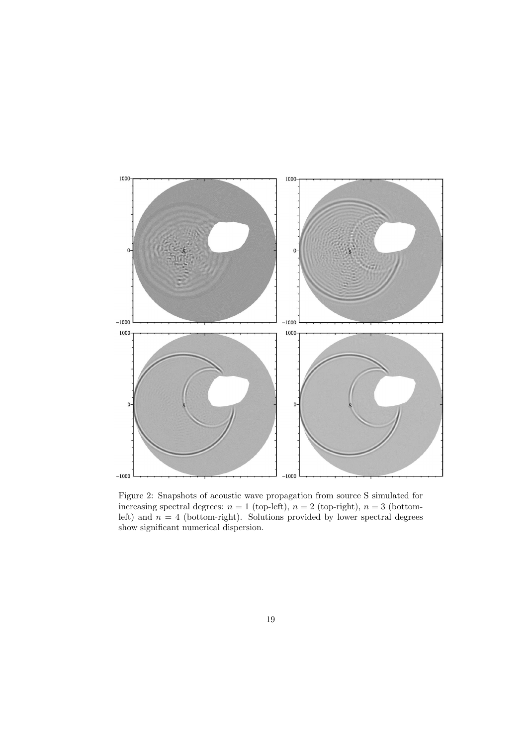Figure 2: Snapshots of acoustic wave propagation from source S simulated for increasing spectral degrees: $n = 1$ (top-left), $n = 2$ (top-right), $n = 3$ (bottom-left) and $n = 4$ (bottom-right). Solutions provided by lower spectral degrees show significant numerical dispersion.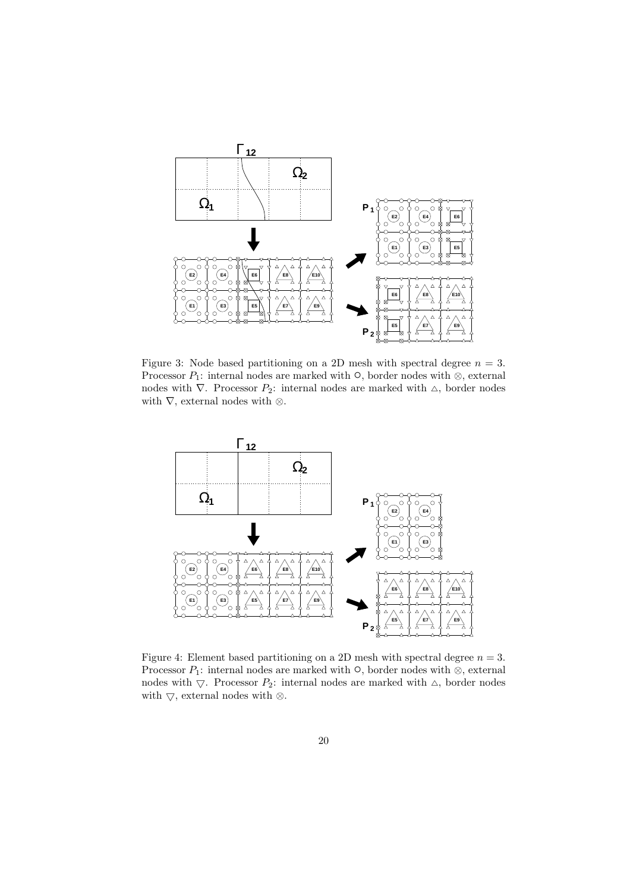Figure 3: Node based partitioning on a 2D mesh with spectral degree $n = 3$. Processor $P_1$: internal nodes are marked with ○, border nodes with ⊗, external nodes with ∇. Processor $P_2$: internal nodes are marked with △, border nodes with ∇, external nodes with ⊗.

Figure 4: Element based partitioning on a 2D mesh with spectral degree $n = 3$. Processor $P_1$: internal nodes are marked with ○, border nodes with ⊗, external nodes with ▽. Processor $P_2$: internal nodes are marked with △, border nodes with ▽, external nodes with ⊗.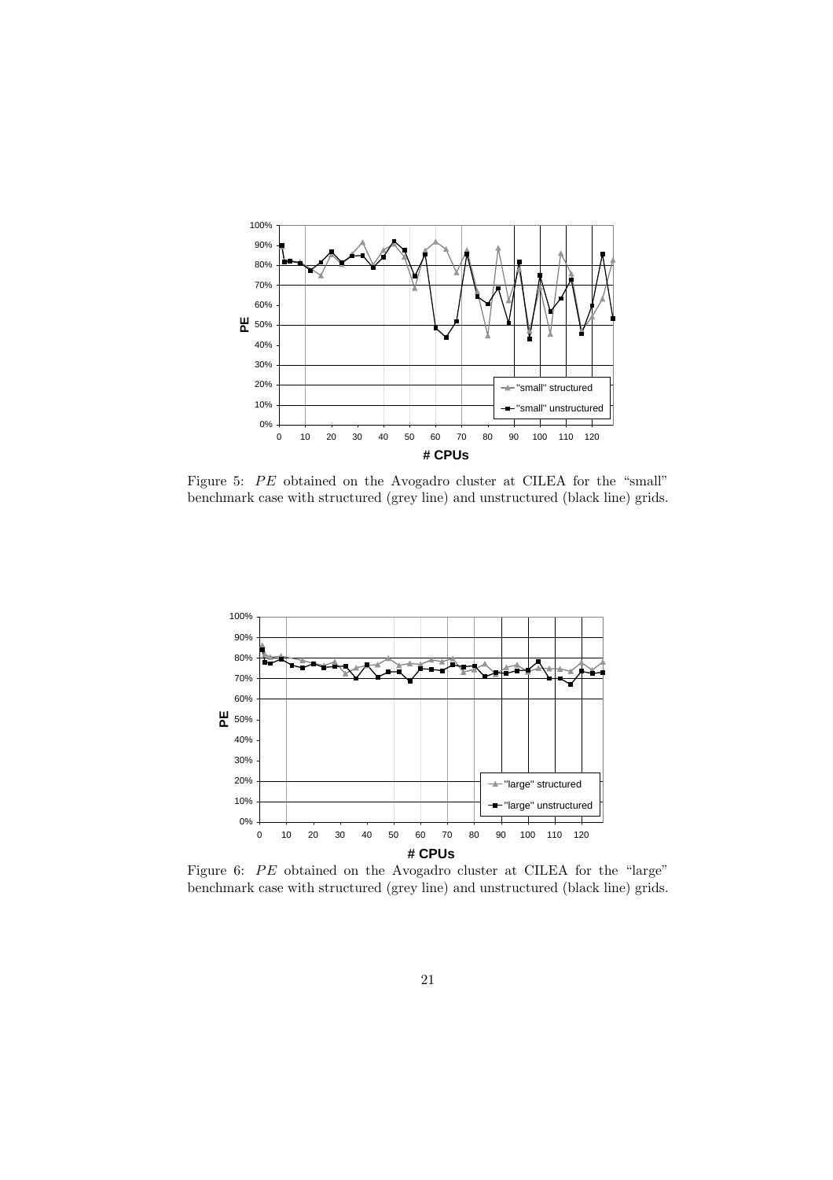Figure 5: $PE$ obtained on the Avogadro cluster at CILEA for the "small" benchmark case with structured (grey line) and unstructured (black line) grids.

Figure 6: $PE$ obtained on the Avogadro cluster at CILEA for the "large" benchmark case with structured (grey line) and unstructured (black line) grids.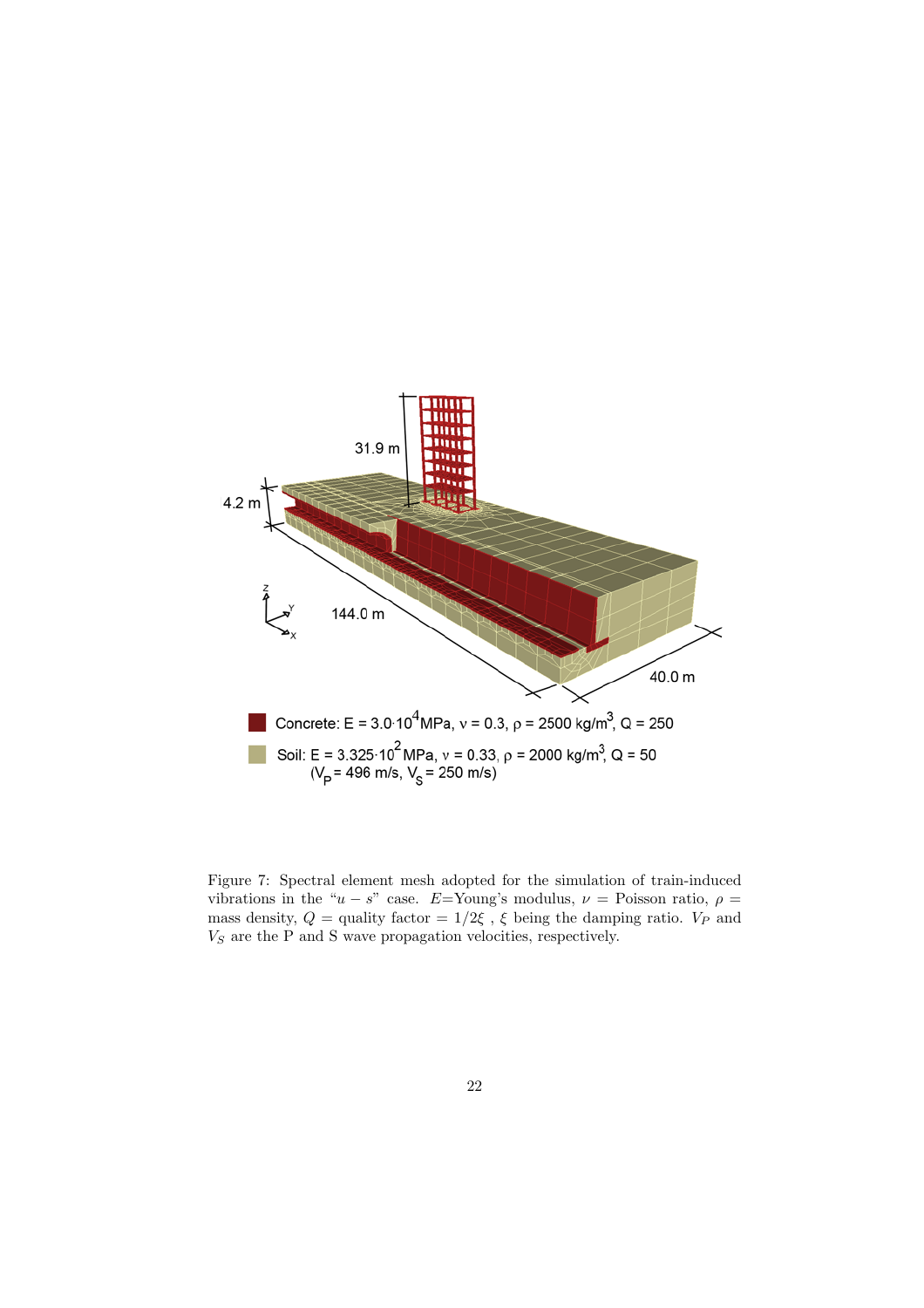Concrete: E = $3.0 \cdot 10^4$ MPa, $\nu$ = 0.3, $\rho$ = 2500 kg/m$^3$, Q = 250

Soil: E = $3.325 \cdot 10^2$ MPa, $\nu$ = 0.33, $\rho$ = 2000 kg/m$^3$, Q = 50 ($V_P$ = 496 m/s, $V_S$ = 250 m/s)

Figure 7: Spectral element mesh adopted for the simulation of train-induced vibrations in the "$u - s$" case. $E$=Young's modulus, $\nu$ = Poisson ratio, $\rho$ = mass density, $Q$ = quality factor = $1/2\xi$ , $\xi$ being the damping ratio. $V_P$ and $V_S$ are the P and S wave propagation velocities, respectively.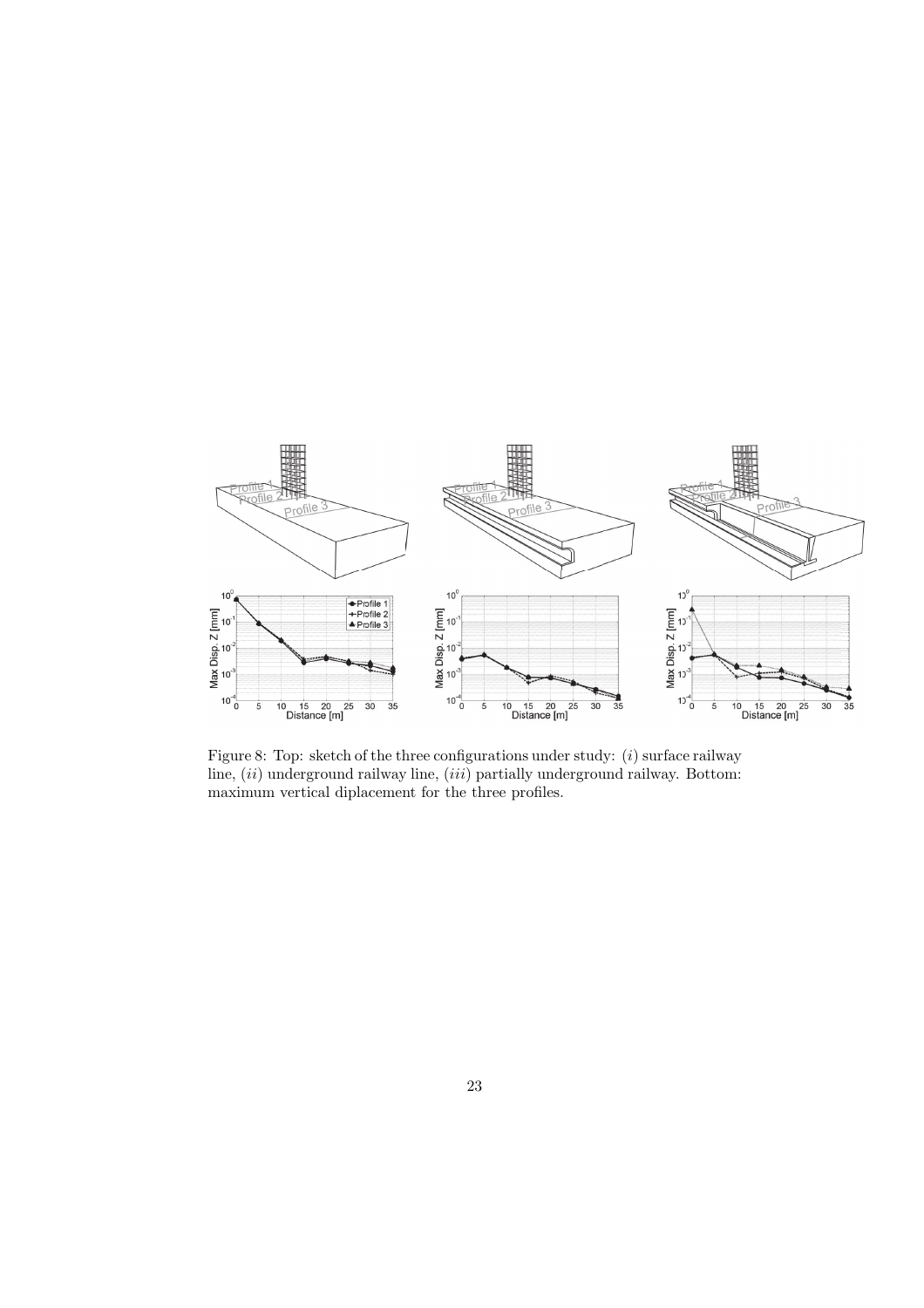Figure 8: Top: sketch of the three configurations under study: (*i*) surface railway line, (*ii*) underground railway line, (*iii*) partially underground railway. Bottom: maximum vertical diplacement for the three profiles.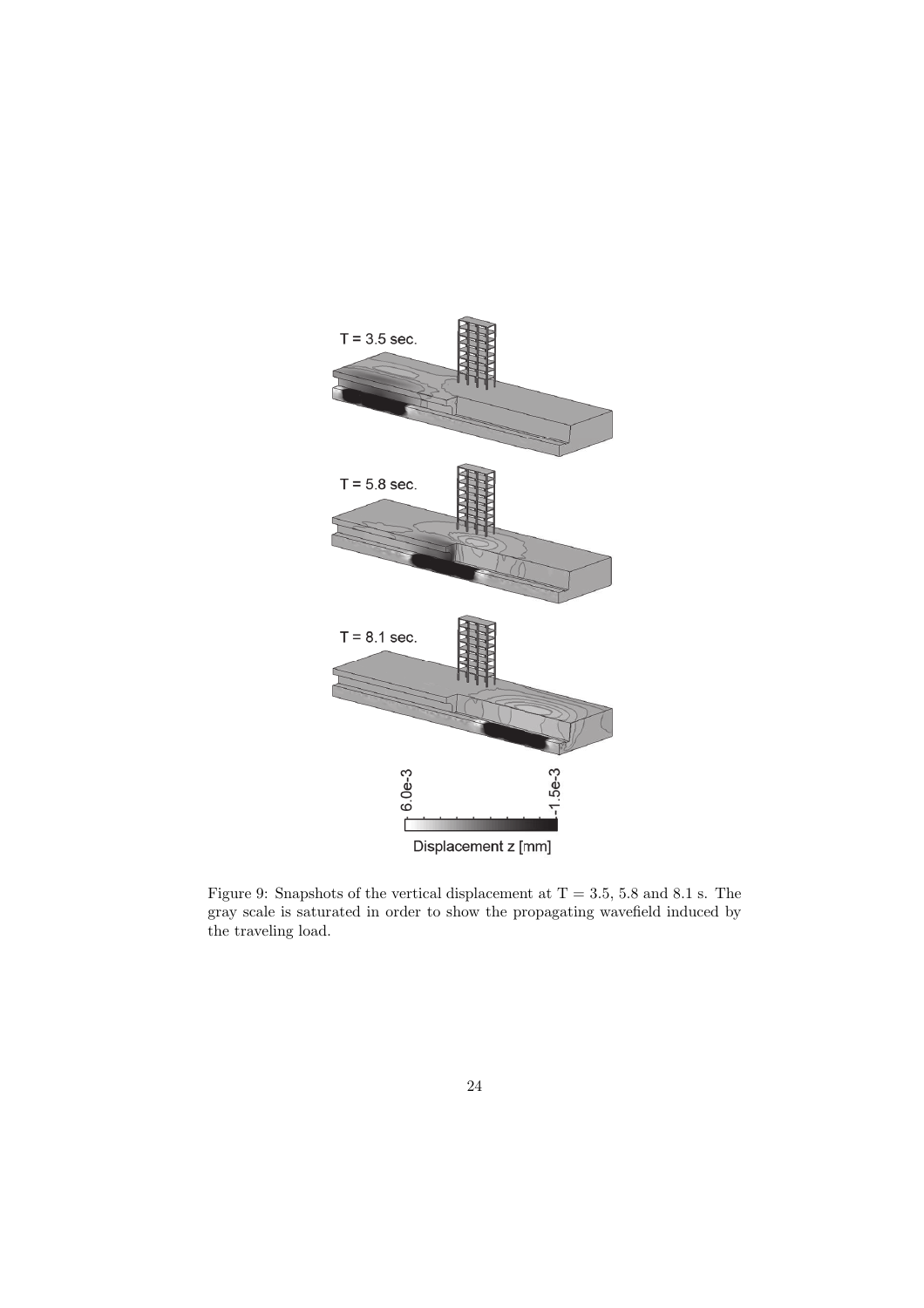Figure 9: Snapshots of the vertical displacement at T = 3.5, 5.8 and 8.1 s. The gray scale is saturated in order to show the propagating wavefield induced by the traveling load.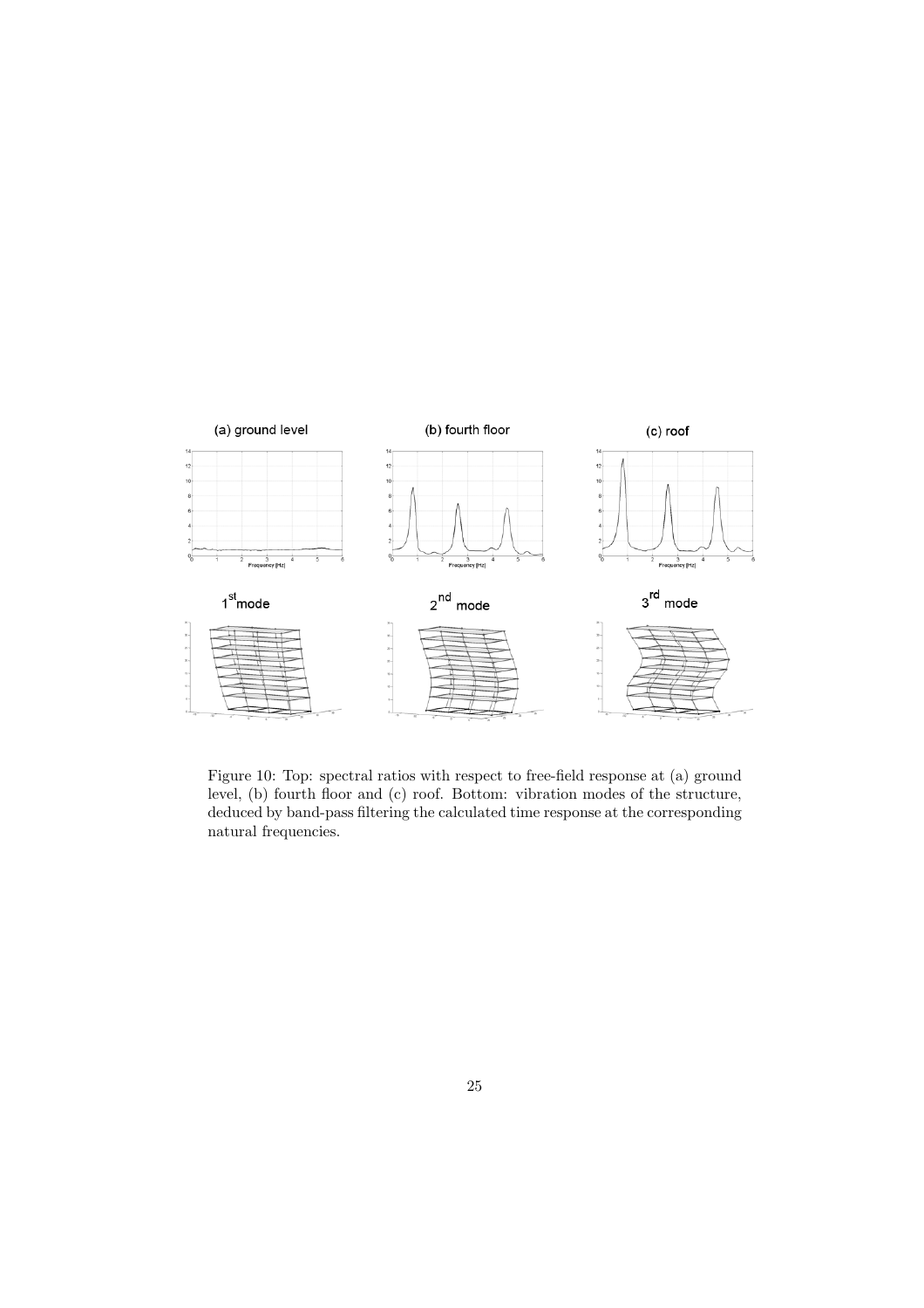(a) ground level

(b) fourth floor

(c) roof

Frequency [Hz]

1st mode

2nd mode

3rd mode

Figure 10: Top: spectral ratios with respect to free-field response at (a) ground level, (b) fourth floor and (c) roof. Bottom: vibration modes of the structure, deduced by band-pass filtering the calculated time response at the corresponding natural frequencies.